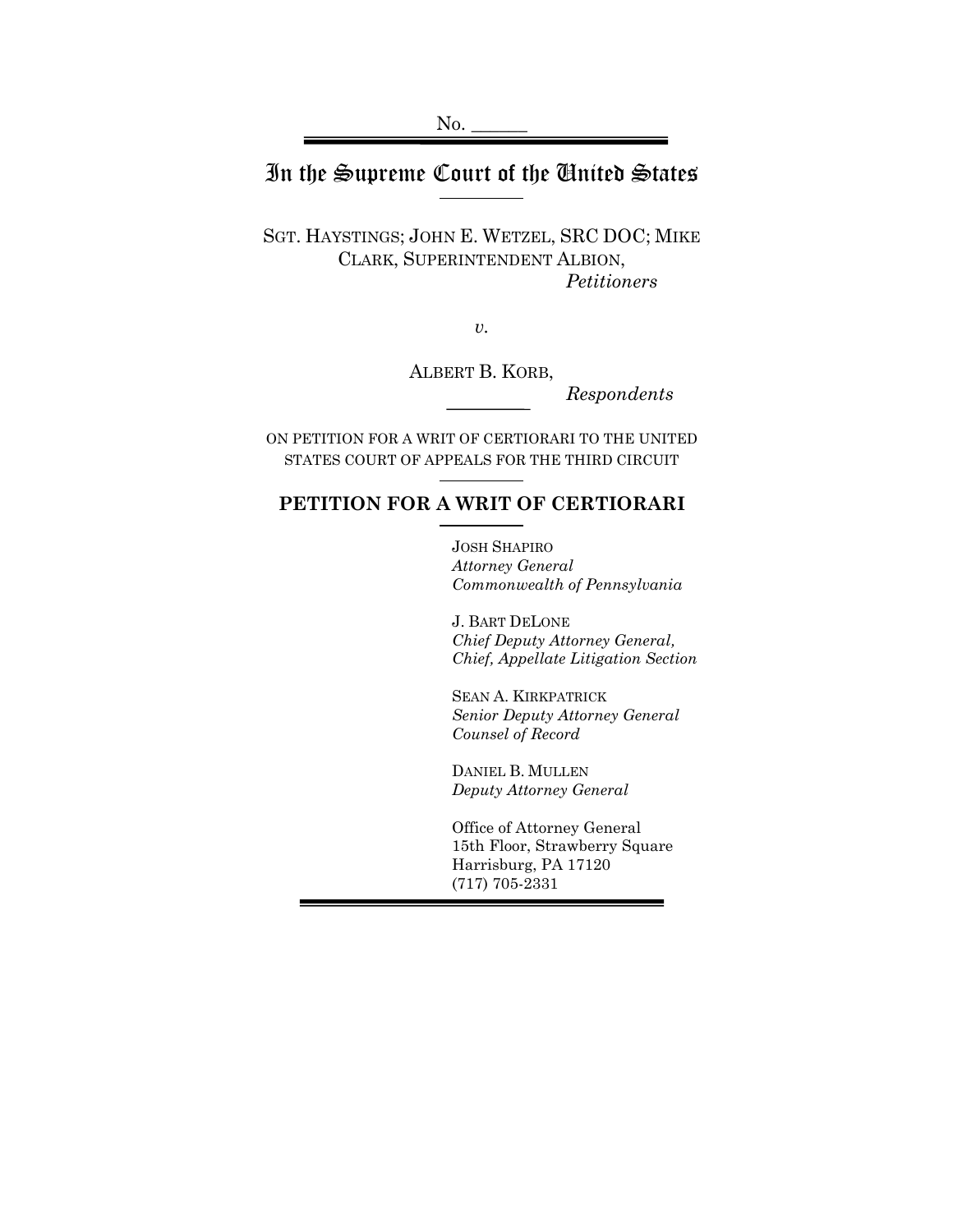No. ______

# In the Supreme Court of the United States

SGT. HAYSTINGS; JOHN E. WETZEL, SRC DOC; MIKE CLARK, SUPERINTENDENT ALBION,

*Petitioners*

*v.*

ALBERT B. KORB,

*Respondents*

ON PETITION FOR A WRIT OF CERTIORARI TO THE UNITED STATES COURT OF APPEALS FOR THE THIRD CIRCUIT

## PETITION FOR A WRIT OF CERTIORARI

JOSH SHAPIRO
*Attorney General*
*Commonwealth of Pennsylvania*

J. BART DELONE
*Chief Deputy Attorney General,*
*Chief, Appellate Litigation Section*

SEAN A. KIRKPATRICK
*Senior Deputy Attorney General*
*Counsel of Record*

DANIEL B. MULLEN
*Deputy Attorney General*

Office of Attorney General
15th Floor, Strawberry Square
Harrisburg, PA 17120
(717) 705-2331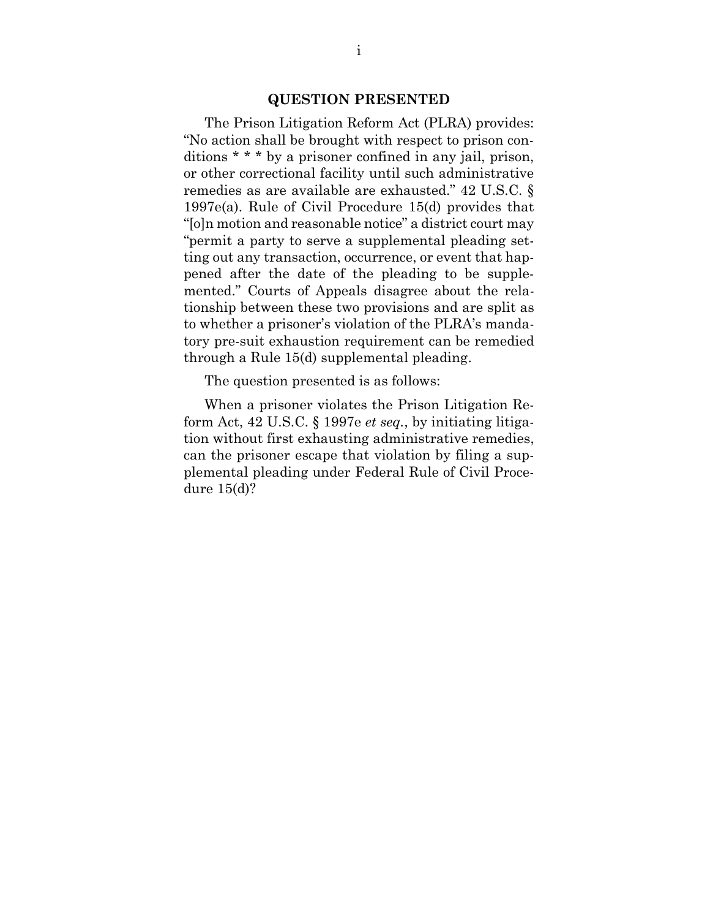## QUESTION PRESENTED

The Prison Litigation Reform Act (PLRA) provides: "No action shall be brought with respect to prison conditions * * * by a prisoner confined in any jail, prison, or other correctional facility until such administrative remedies as are available are exhausted." 42 U.S.C. § 1997e(a). Rule of Civil Procedure 15(d) provides that "[o]n motion and reasonable notice" a district court may "permit a party to serve a supplemental pleading setting out any transaction, occurrence, or event that happened after the date of the pleading to be supplemented." Courts of Appeals disagree about the relationship between these two provisions and are split as to whether a prisoner's violation of the PLRA's mandatory pre-suit exhaustion requirement can be remedied through a Rule 15(d) supplemental pleading.

The question presented is as follows:

When a prisoner violates the Prison Litigation Reform Act, 42 U.S.C. § 1997e *et seq.*, by initiating litigation without first exhausting administrative remedies, can the prisoner escape that violation by filing a supplemental pleading under Federal Rule of Civil Procedure 15(d)?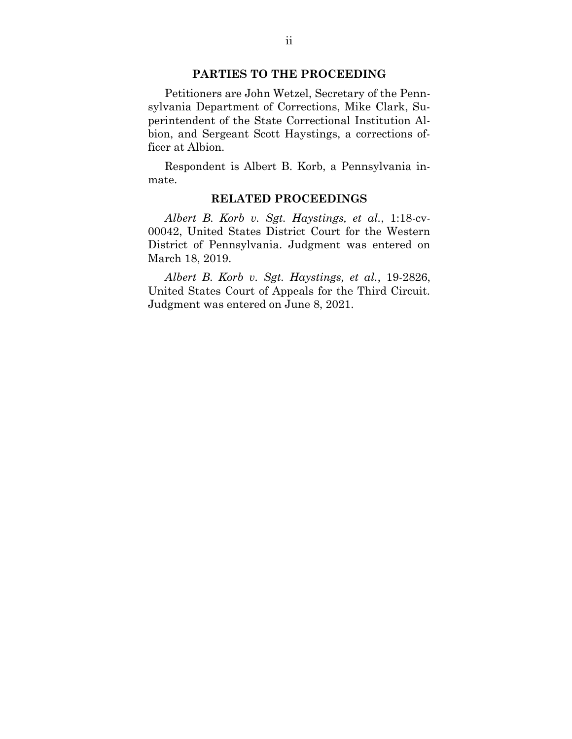## PARTIES TO THE PROCEEDING

Petitioners are John Wetzel, Secretary of the Pennsylvania Department of Corrections, Mike Clark, Superintendent of the State Correctional Institution Albion, and Sergeant Scott Haystings, a corrections officer at Albion.

Respondent is Albert B. Korb, a Pennsylvania inmate.

## RELATED PROCEEDINGS

*Albert B. Korb v. Sgt. Haystings, et al.*, 1:18-cv-00042, United States District Court for the Western District of Pennsylvania. Judgment was entered on March 18, 2019.

*Albert B. Korb v. Sgt. Haystings, et al.*, 19-2826, United States Court of Appeals for the Third Circuit. Judgment was entered on June 8, 2021.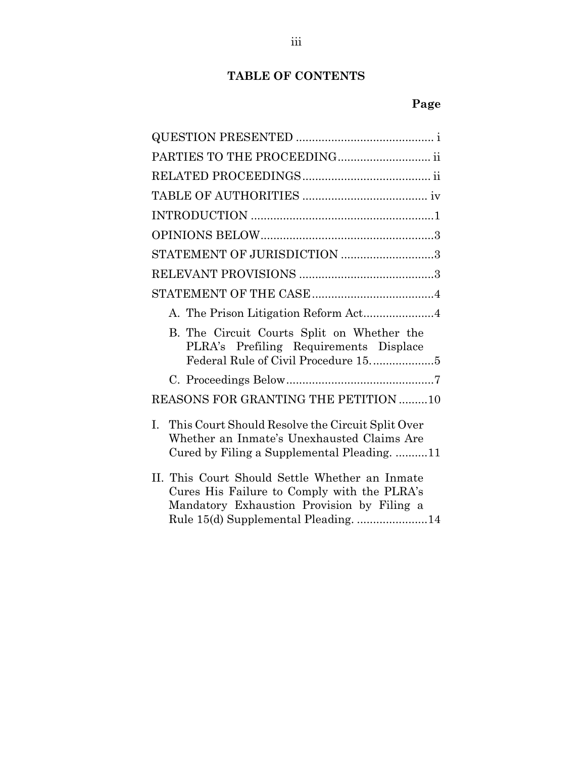# TABLE OF CONTENTS

| | Page |
|---|---|
| QUESTION PRESENTED | i |
| PARTIES TO THE PROCEEDING | ii |
| RELATED PROCEEDINGS | ii |
| TABLE OF AUTHORITIES | iv |
| INTRODUCTION | 1 |
| OPINIONS BELOW | 3 |
| STATEMENT OF JURISDICTION | 3 |
| RELEVANT PROVISIONS | 3 |
| STATEMENT OF THE CASE | 4 |
| A. The Prison Litigation Reform Act | 4 |
| B. The Circuit Courts Split on Whether the PLRA's Prefiling Requirements Displace Federal Rule of Civil Procedure 15. | 5 |
| C. Proceedings Below | 7 |
| REASONS FOR GRANTING THE PETITION | 10 |
| I. This Court Should Resolve the Circuit Split Over Whether an Inmate's Unexhausted Claims Are Cured by Filing a Supplemental Pleading. | 11 |
| II. This Court Should Settle Whether an Inmate Cures His Failure to Comply with the PLRA's Mandatory Exhaustion Provision by Filing a Rule 15(d) Supplemental Pleading. | 14 |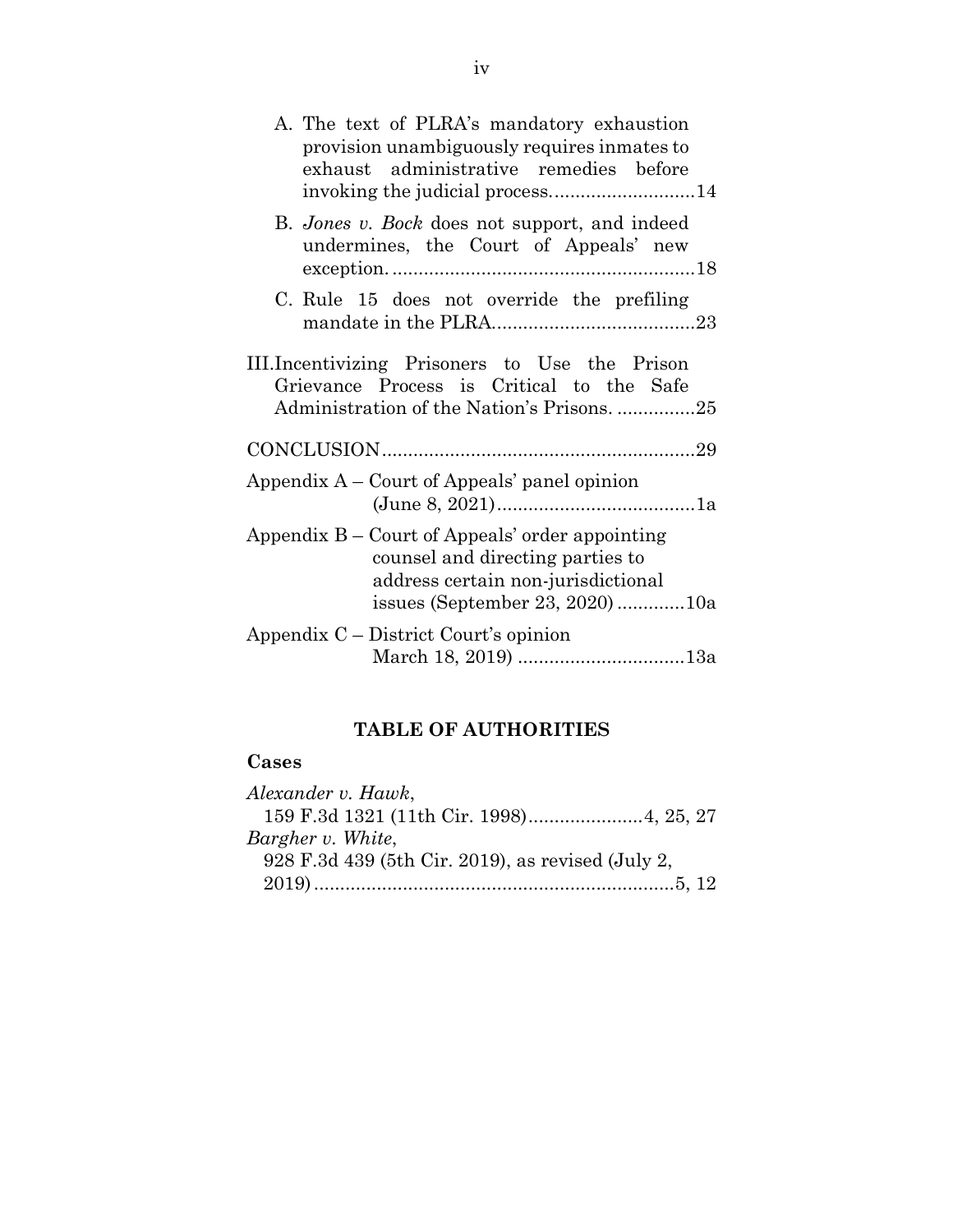A. The text of PLRA's mandatory exhaustion provision unambiguously requires inmates to exhaust administrative remedies before invoking the judicial process............................14

B. *Jones v. Bock* does not support, and indeed undermines, the Court of Appeals' new exception...........................................................18

C. Rule 15 does not override the prefiling mandate in the PLRA.......................................23

III. Incentivizing Prisoners to Use the Prison Grievance Process is Critical to the Safe Administration of the Nation's Prisons. ...............25

CONCLUSION............................................................29

Appendix A – Court of Appeals' panel opinion (June 8, 2021)......................................1a

Appendix B – Court of Appeals' order appointing counsel and directing parties to address certain non-jurisdictional issues (September 23, 2020).............10a

Appendix C – District Court's opinion March 18, 2019) ................................13a

## TABLE OF AUTHORITIES

### Cases

*Alexander v. Hawk*,
159 F.3d 1321 (11th Cir. 1998)......................4, 25, 27

*Bargher v. White*,
928 F.3d 439 (5th Cir. 2019), as revised (July 2, 2019).....................................................................5, 12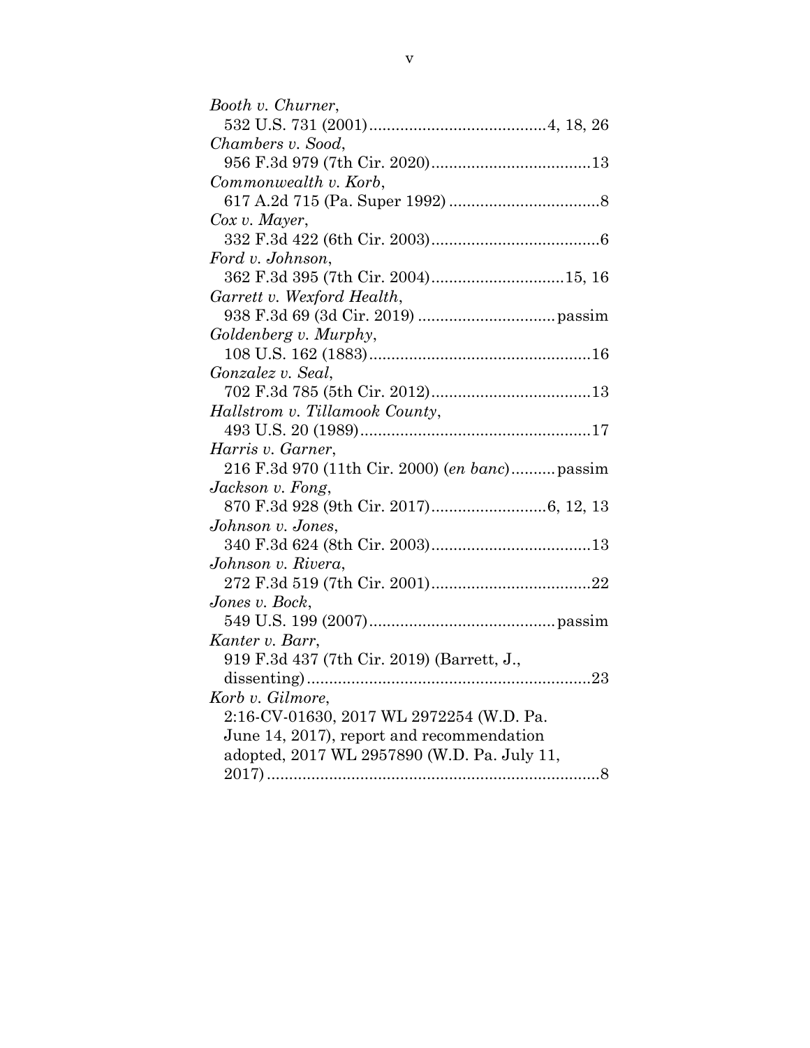*Booth v. Churner*,
532 U.S. 731 (2001)........................................4, 18, 26

*Chambers v. Sood*,
956 F.3d 979 (7th Cir. 2020)....................................13

*Commonwealth v. Korb*,
617 A.2d 715 (Pa. Super 1992) ..................................8

*Cox v. Mayer*,
332 F.3d 422 (6th Cir. 2003)......................................6

*Ford v. Johnson*,
362 F.3d 395 (7th Cir. 2004)..............................15, 16

*Garrett v. Wexford Health*,
938 F.3d 69 (3d Cir. 2019) ...............................passim

*Goldenberg v. Murphy*,
108 U.S. 162 (1883)..................................................16

*Gonzalez v. Seal*,
702 F.3d 785 (5th Cir. 2012)....................................13

*Hallstrom v. Tillamook County*,
493 U.S. 20 (1989)....................................................17

*Harris v. Garner*,
216 F.3d 970 (11th Cir. 2000) (*en banc*)..........passim

*Jackson v. Fong*,
870 F.3d 928 (9th Cir. 2017)..........................6, 12, 13

*Johnson v. Jones*,
340 F.3d 624 (8th Cir. 2003)....................................13

*Johnson v. Rivera*,
272 F.3d 519 (7th Cir. 2001)....................................22

*Jones v. Bock*,
549 U.S. 199 (2007)..........................................passim

*Kanter v. Barr*,
919 F.3d 437 (7th Cir. 2019) (Barrett, J., dissenting)................................................................23

*Korb v. Gilmore*,
2:16-CV-01630, 2017 WL 2972254 (W.D. Pa. June 14, 2017), report and recommendation adopted, 2017 WL 2957890 (W.D. Pa. July 11, 2017)...........................................................................8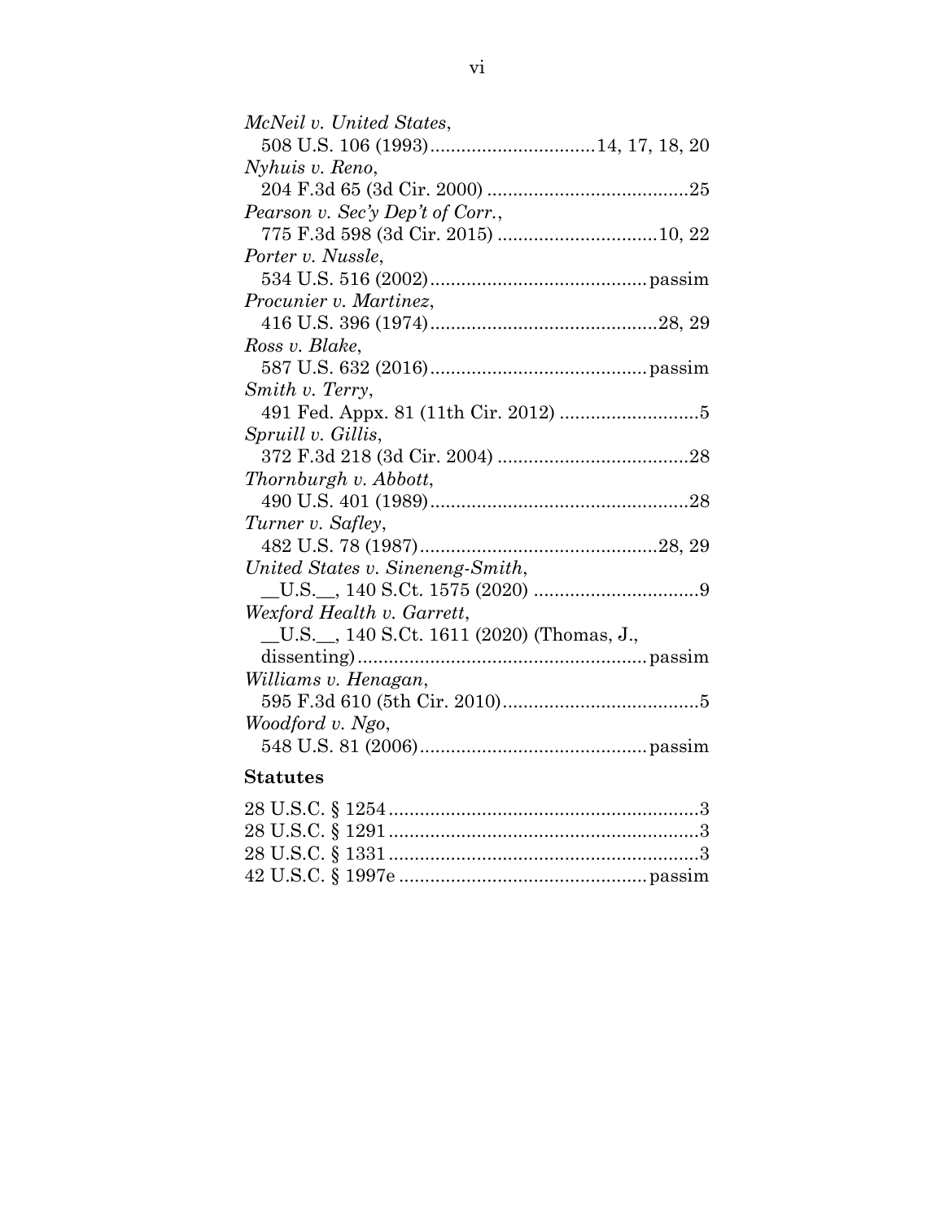*McNeil v. United States*,
 508 U.S. 106 (1993)................................14, 17, 18, 20

*Nyhuis v. Reno*,
 204 F.3d 65 (3d Cir. 2000) .......................................25

*Pearson v. Sec'y Dep't of Corr.*,
 775 F.3d 598 (3d Cir. 2015) ...............................10, 22

*Porter v. Nussle*,
 534 U.S. 516 (2002).........................................passim

*Procunier v. Martinez*,
 416 U.S. 396 (1974)...........................................28, 29

*Ross v. Blake*,
 587 U.S. 632 (2016).........................................passim

*Smith v. Terry*,
 491 Fed. Appx. 81 (11th Cir. 2012) ...........................5

*Spruill v. Gillis*,
 372 F.3d 218 (3d Cir. 2004) .....................................28

*Thornburgh v. Abbott*,
 490 U.S. 401 (1989).................................................28

*Turner v. Safley*,
 482 U.S. 78 (1987).............................................28, 29

*United States v. Sineneng-Smith*,
 __U.S.__, 140 S.Ct. 1575 (2020) ................................9

*Wexford Health v. Garrett*,
 __U.S.__, 140 S.Ct. 1611 (2020) (Thomas, J.,
 dissenting).......................................................passim

*Williams v. Henagan*,
 595 F.3d 610 (5th Cir. 2010)......................................5

*Woodford v. Ngo*,
 548 U.S. 81 (2006)...........................................passim

**Statutes**

28 U.S.C. § 1254...........................................................3
28 U.S.C. § 1291...........................................................3
28 U.S.C. § 1331...........................................................3
42 U.S.C. § 1997e ...............................................passim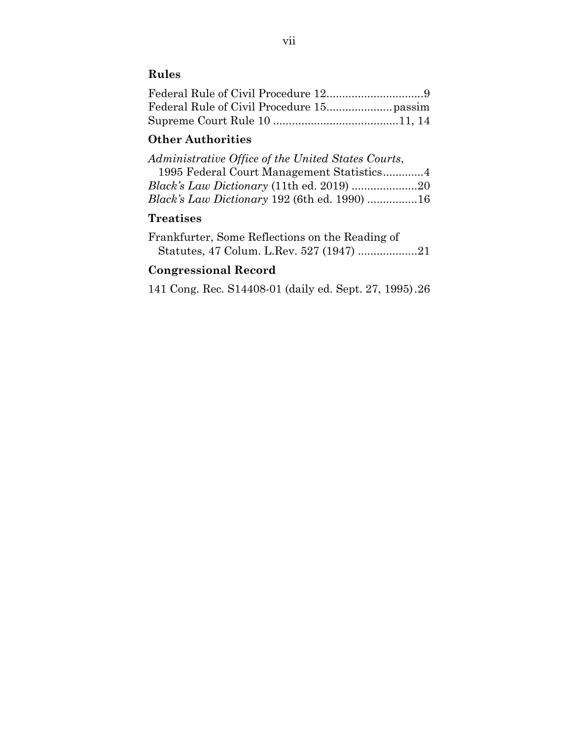**Rules**

Federal Rule of Civil Procedure 12...............................9
Federal Rule of Civil Procedure 15.....................passim
Supreme Court Rule 10 ........................................11, 14

**Other Authorities**

*Administrative Office of the United States Courts*, 1995 Federal Court Management Statistics.............4
*Black's Law Dictionary* (11th ed. 2019) .....................20
*Black's Law Dictionary* 192 (6th ed. 1990) ................16

**Treatises**

Frankfurter, Some Reflections on the Reading of Statutes, 47 Colum. L.Rev. 527 (1947) ...................21

**Congressional Record**

141 Cong. Rec. S14408-01 (daily ed. Sept. 27, 1995).26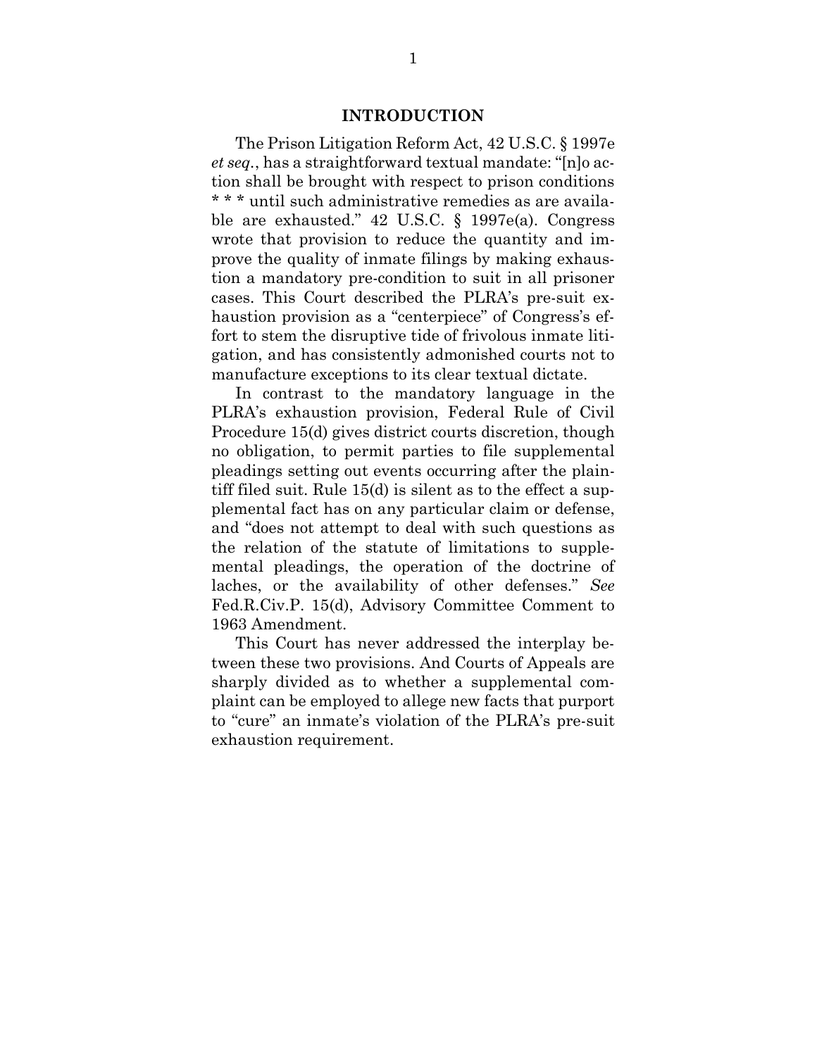## INTRODUCTION

The Prison Litigation Reform Act, 42 U.S.C. § 1997e *et seq*., has a straightforward textual mandate: "[n]o action shall be brought with respect to prison conditions * * * until such administrative remedies as are available are exhausted." 42 U.S.C. § 1997e(a). Congress wrote that provision to reduce the quantity and improve the quality of inmate filings by making exhaustion a mandatory pre-condition to suit in all prisoner cases. This Court described the PLRA's pre-suit exhaustion provision as a "centerpiece" of Congress's effort to stem the disruptive tide of frivolous inmate litigation, and has consistently admonished courts not to manufacture exceptions to its clear textual dictate.

In contrast to the mandatory language in the PLRA's exhaustion provision, Federal Rule of Civil Procedure 15(d) gives district courts discretion, though no obligation, to permit parties to file supplemental pleadings setting out events occurring after the plaintiff filed suit. Rule 15(d) is silent as to the effect a supplemental fact has on any particular claim or defense, and "does not attempt to deal with such questions as the relation of the statute of limitations to supplemental pleadings, the operation of the doctrine of laches, or the availability of other defenses." *See* Fed.R.Civ.P. 15(d), Advisory Committee Comment to 1963 Amendment.

This Court has never addressed the interplay between these two provisions. And Courts of Appeals are sharply divided as to whether a supplemental complaint can be employed to allege new facts that purport to "cure" an inmate's violation of the PLRA's pre-suit exhaustion requirement.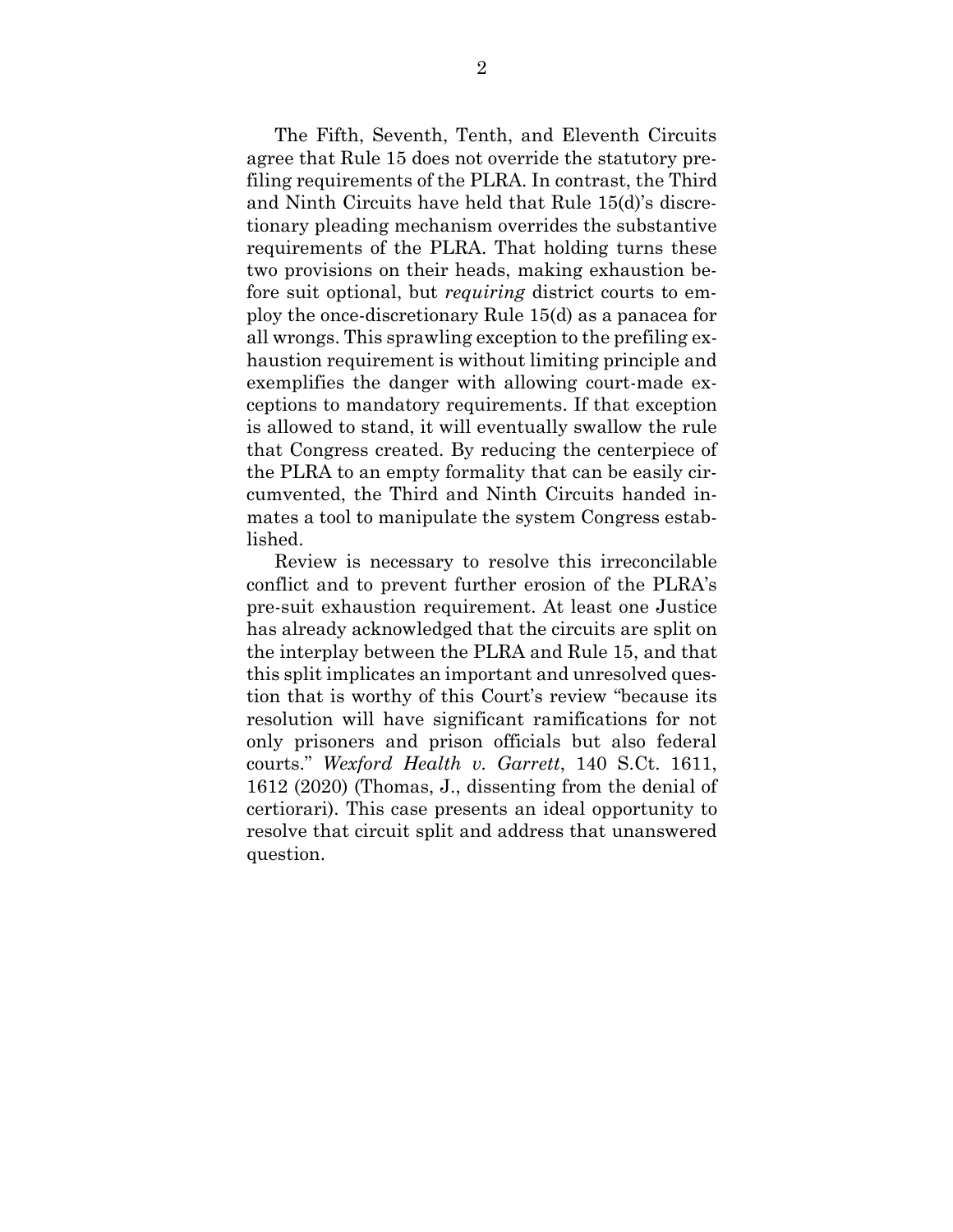The Fifth, Seventh, Tenth, and Eleventh Circuits agree that Rule 15 does not override the statutory prefiling requirements of the PLRA. In contrast, the Third and Ninth Circuits have held that Rule 15(d)'s discretionary pleading mechanism overrides the substantive requirements of the PLRA. That holding turns these two provisions on their heads, making exhaustion before suit optional, but *requiring* district courts to employ the once-discretionary Rule 15(d) as a panacea for all wrongs. This sprawling exception to the prefiling exhaustion requirement is without limiting principle and exemplifies the danger with allowing court-made exceptions to mandatory requirements. If that exception is allowed to stand, it will eventually swallow the rule that Congress created. By reducing the centerpiece of the PLRA to an empty formality that can be easily circumvented, the Third and Ninth Circuits handed inmates a tool to manipulate the system Congress established.

Review is necessary to resolve this irreconcilable conflict and to prevent further erosion of the PLRA's pre-suit exhaustion requirement. At least one Justice has already acknowledged that the circuits are split on the interplay between the PLRA and Rule 15, and that this split implicates an important and unresolved question that is worthy of this Court's review "because its resolution will have significant ramifications for not only prisoners and prison officials but also federal courts." *Wexford Health v. Garrett*, 140 S.Ct. 1611, 1612 (2020) (Thomas, J., dissenting from the denial of certiorari). This case presents an ideal opportunity to resolve that circuit split and address that unanswered question.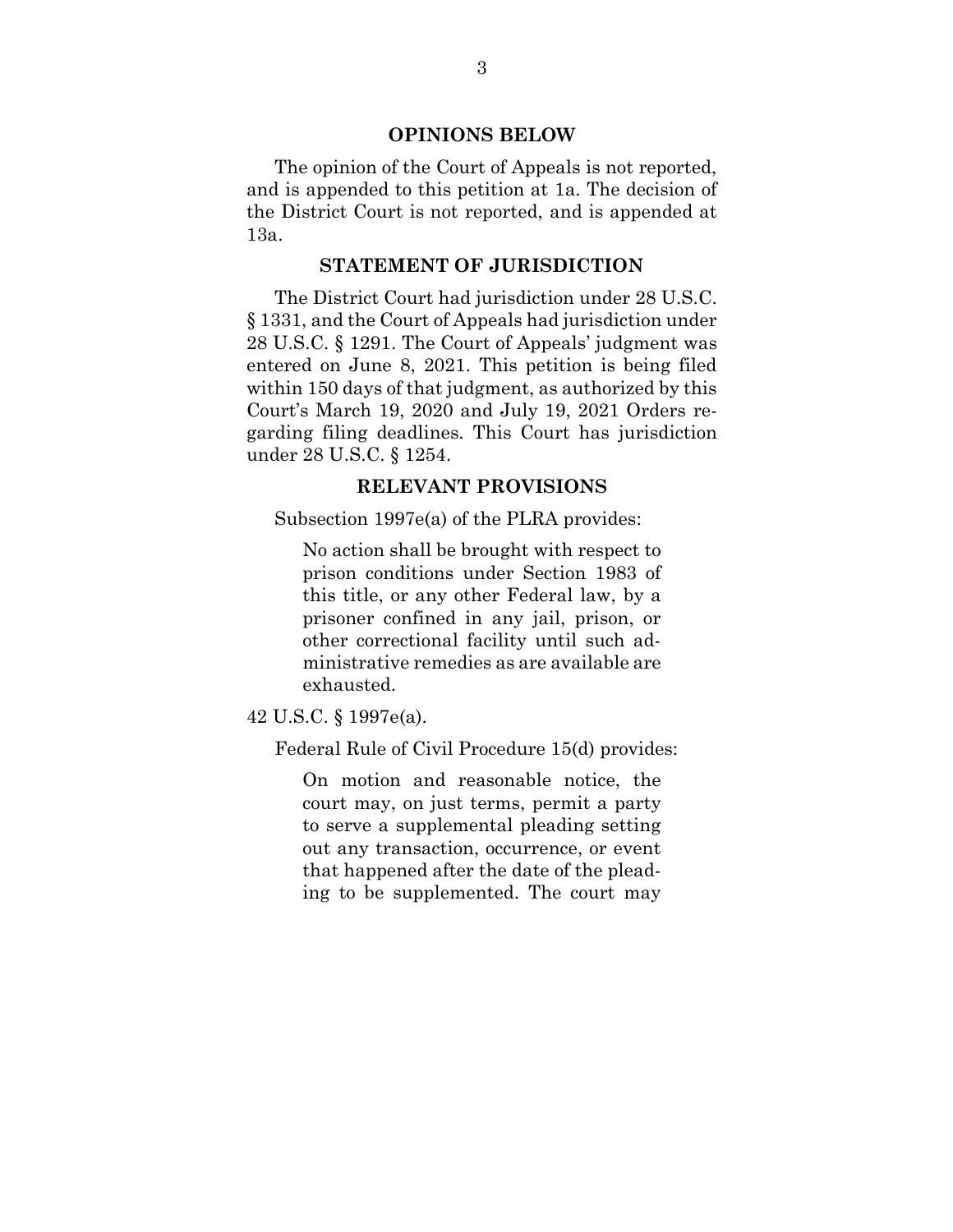## OPINIONS BELOW

The opinion of the Court of Appeals is not reported, and is appended to this petition at 1a. The decision of the District Court is not reported, and is appended at 13a.

## STATEMENT OF JURISDICTION

The District Court had jurisdiction under 28 U.S.C. § 1331, and the Court of Appeals had jurisdiction under 28 U.S.C. § 1291. The Court of Appeals' judgment was entered on June 8, 2021. This petition is being filed within 150 days of that judgment, as authorized by this Court's March 19, 2020 and July 19, 2021 Orders regarding filing deadlines. This Court has jurisdiction under 28 U.S.C. § 1254.

## RELEVANT PROVISIONS

Subsection 1997e(a) of the PLRA provides:

> No action shall be brought with respect to prison conditions under Section 1983 of this title, or any other Federal law, by a prisoner confined in any jail, prison, or other correctional facility until such administrative remedies as are available are exhausted.

42 U.S.C. § 1997e(a).

Federal Rule of Civil Procedure 15(d) provides:

> On motion and reasonable notice, the court may, on just terms, permit a party to serve a supplemental pleading setting out any transaction, occurrence, or event that happened after the date of the pleading to be supplemented. The court may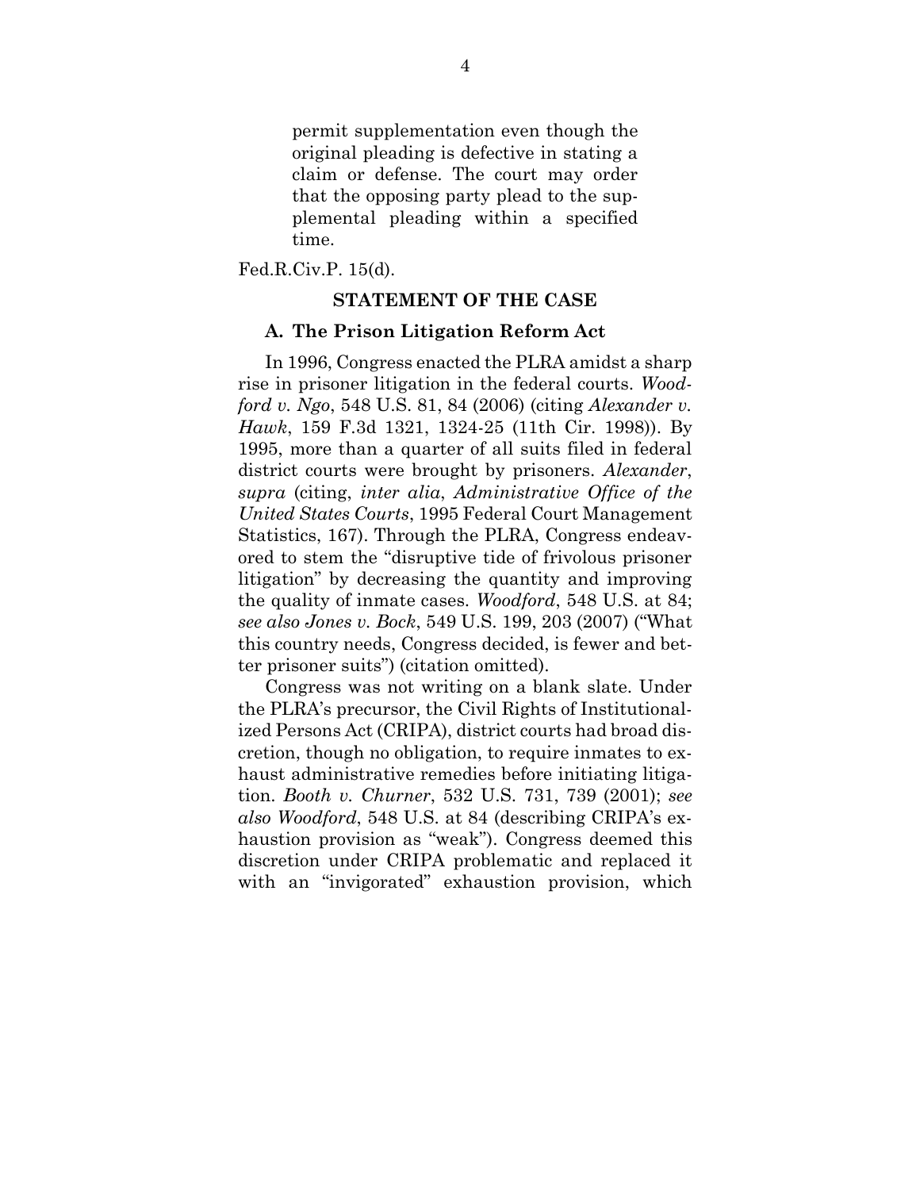> permit supplementation even though the original pleading is defective in stating a claim or defense. The court may order that the opposing party plead to the supplemental pleading within a specified time.

Fed.R.Civ.P. 15(d).

## STATEMENT OF THE CASE

### A. The Prison Litigation Reform Act

In 1996, Congress enacted the PLRA amidst a sharp rise in prisoner litigation in the federal courts. *Woodford v. Ngo*, 548 U.S. 81, 84 (2006) (citing *Alexander v. Hawk*, 159 F.3d 1321, 1324-25 (11th Cir. 1998)). By 1995, more than a quarter of all suits filed in federal district courts were brought by prisoners. *Alexander*, *supra* (citing, *inter alia*, *Administrative Office of the United States Courts*, 1995 Federal Court Management Statistics, 167). Through the PLRA, Congress endeavored to stem the "disruptive tide of frivolous prisoner litigation" by decreasing the quantity and improving the quality of inmate cases. *Woodford*, 548 U.S. at 84; *see also Jones v. Bock*, 549 U.S. 199, 203 (2007) ("What this country needs, Congress decided, is fewer and better prisoner suits") (citation omitted).

Congress was not writing on a blank slate. Under the PLRA's precursor, the Civil Rights of Institutionalized Persons Act (CRIPA), district courts had broad discretion, though no obligation, to require inmates to exhaust administrative remedies before initiating litigation. *Booth v. Churner*, 532 U.S. 731, 739 (2001); *see also Woodford*, 548 U.S. at 84 (describing CRIPA's exhaustion provision as "weak"). Congress deemed this discretion under CRIPA problematic and replaced it with an "invigorated" exhaustion provision, which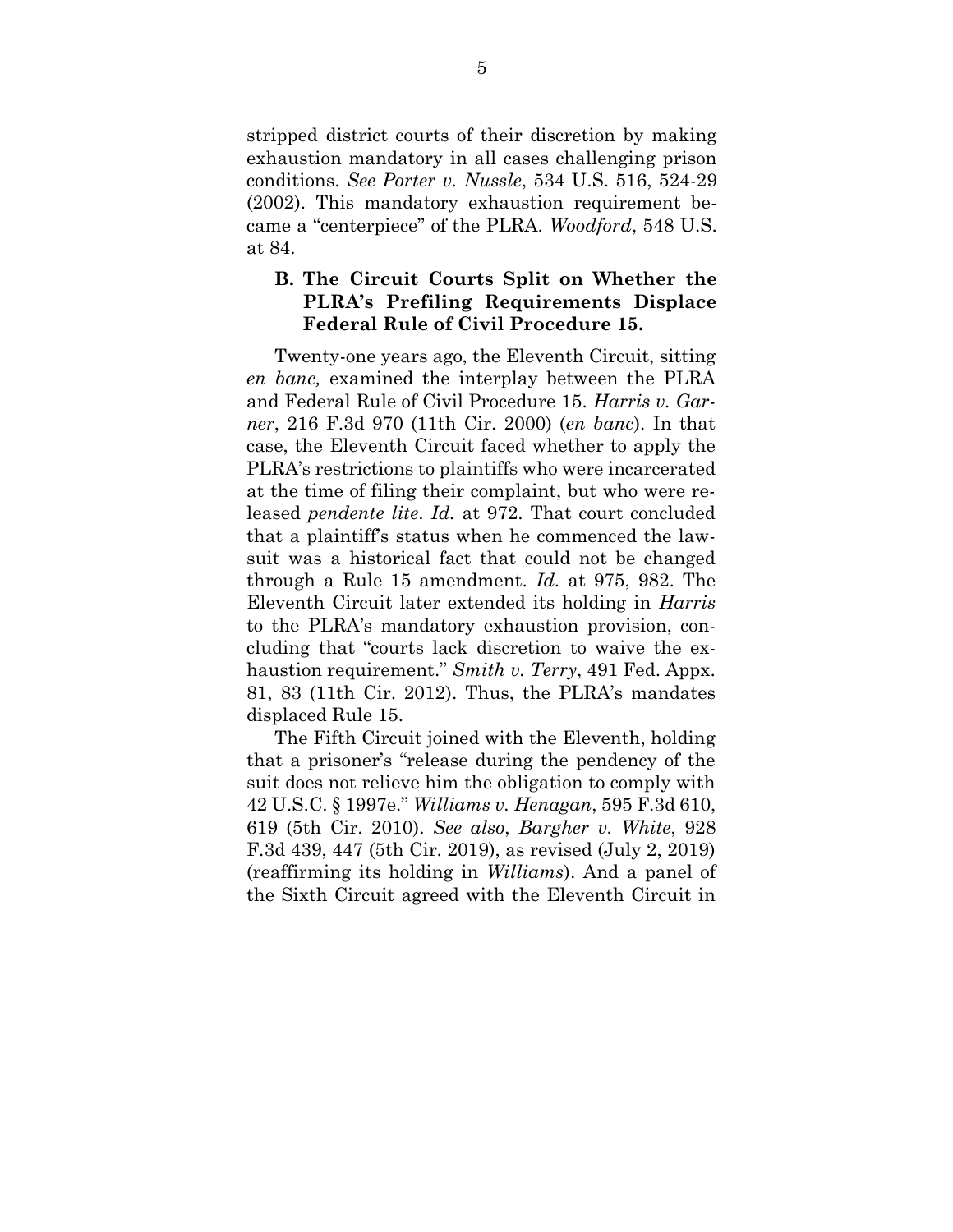stripped district courts of their discretion by making exhaustion mandatory in all cases challenging prison conditions. *See Porter v. Nussle*, 534 U.S. 516, 524-29 (2002). This mandatory exhaustion requirement became a "centerpiece" of the PLRA. *Woodford*, 548 U.S. at 84.

### B. The Circuit Courts Split on Whether the PLRA's Prefiling Requirements Displace Federal Rule of Civil Procedure 15.

Twenty-one years ago, the Eleventh Circuit, sitting *en banc,* examined the interplay between the PLRA and Federal Rule of Civil Procedure 15. *Harris v. Garner*, 216 F.3d 970 (11th Cir. 2000) (*en banc*). In that case, the Eleventh Circuit faced whether to apply the PLRA's restrictions to plaintiffs who were incarcerated at the time of filing their complaint, but who were released *pendente lite*. *Id.* at 972. That court concluded that a plaintiff's status when he commenced the lawsuit was a historical fact that could not be changed through a Rule 15 amendment. *Id.* at 975, 982. The Eleventh Circuit later extended its holding in *Harris* to the PLRA's mandatory exhaustion provision, concluding that "courts lack discretion to waive the exhaustion requirement." *Smith v. Terry*, 491 Fed. Appx. 81, 83 (11th Cir. 2012). Thus, the PLRA's mandates displaced Rule 15.

The Fifth Circuit joined with the Eleventh, holding that a prisoner's "release during the pendency of the suit does not relieve him the obligation to comply with 42 U.S.C. § 1997e." *Williams v. Henagan*, 595 F.3d 610, 619 (5th Cir. 2010). *See also*, *Bargher v. White*, 928 F.3d 439, 447 (5th Cir. 2019), as revised (July 2, 2019) (reaffirming its holding in *Williams*). And a panel of the Sixth Circuit agreed with the Eleventh Circuit in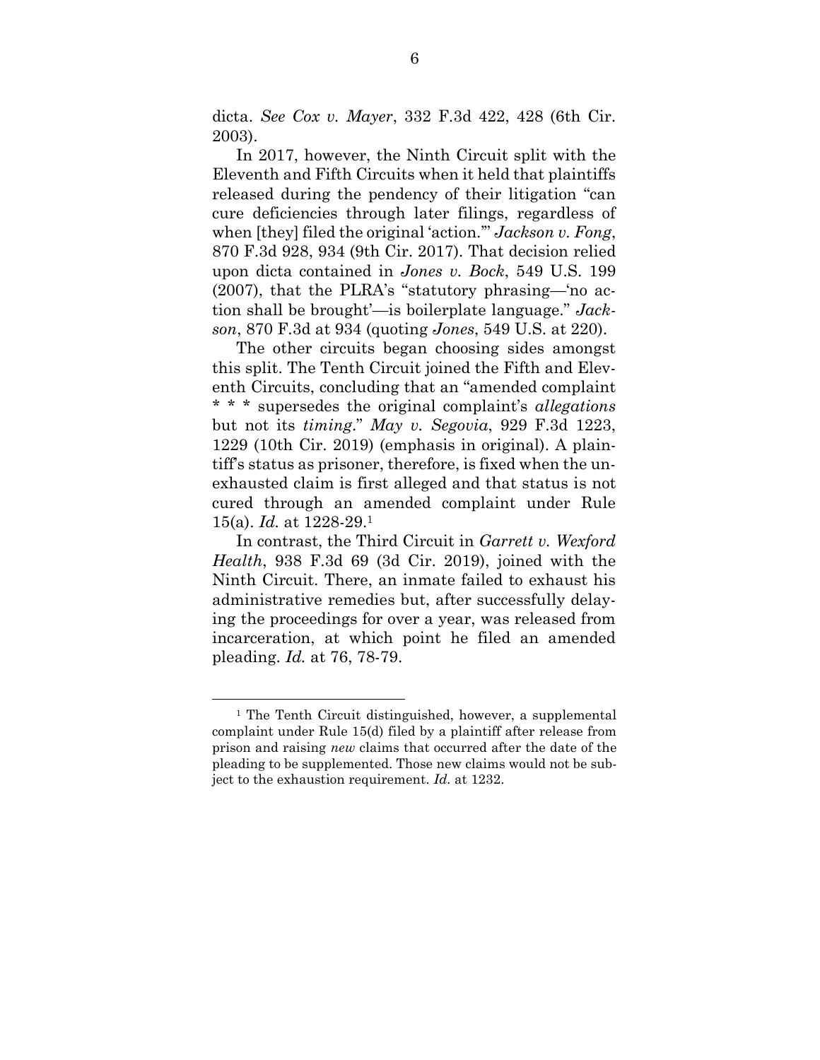dicta. *See Cox v. Mayer*, 332 F.3d 422, 428 (6th Cir. 2003).

In 2017, however, the Ninth Circuit split with the Eleventh and Fifth Circuits when it held that plaintiffs released during the pendency of their litigation "can cure deficiencies through later filings, regardless of when [they] filed the original 'action.'" *Jackson v. Fong*, 870 F.3d 928, 934 (9th Cir. 2017). That decision relied upon dicta contained in *Jones v. Bock*, 549 U.S. 199 (2007), that the PLRA's "statutory phrasing—'no action shall be brought'—is boilerplate language." *Jackson*, 870 F.3d at 934 (quoting *Jones*, 549 U.S. at 220).

The other circuits began choosing sides amongst this split. The Tenth Circuit joined the Fifth and Eleventh Circuits, concluding that an "amended complaint * * * supersedes the original complaint's *allegations* but not its *timing*." *May v. Segovia*, 929 F.3d 1223, 1229 (10th Cir. 2019) (emphasis in original). A plaintiff's status as prisoner, therefore, is fixed when the unexhausted claim is first alleged and that status is not cured through an amended complaint under Rule 15(a). *Id.* at 1228-29.[1]

In contrast, the Third Circuit in *Garrett v. Wexford Health*, 938 F.3d 69 (3d Cir. 2019), joined with the Ninth Circuit. There, an inmate failed to exhaust his administrative remedies but, after successfully delaying the proceedings for over a year, was released from incarceration, at which point he filed an amended pleading. *Id.* at 76, 78-79.

---

[1] The Tenth Circuit distinguished, however, a supplemental complaint under Rule 15(d) filed by a plaintiff after release from prison and raising *new* claims that occurred after the date of the pleading to be supplemented. Those new claims would not be subject to the exhaustion requirement. *Id.* at 1232.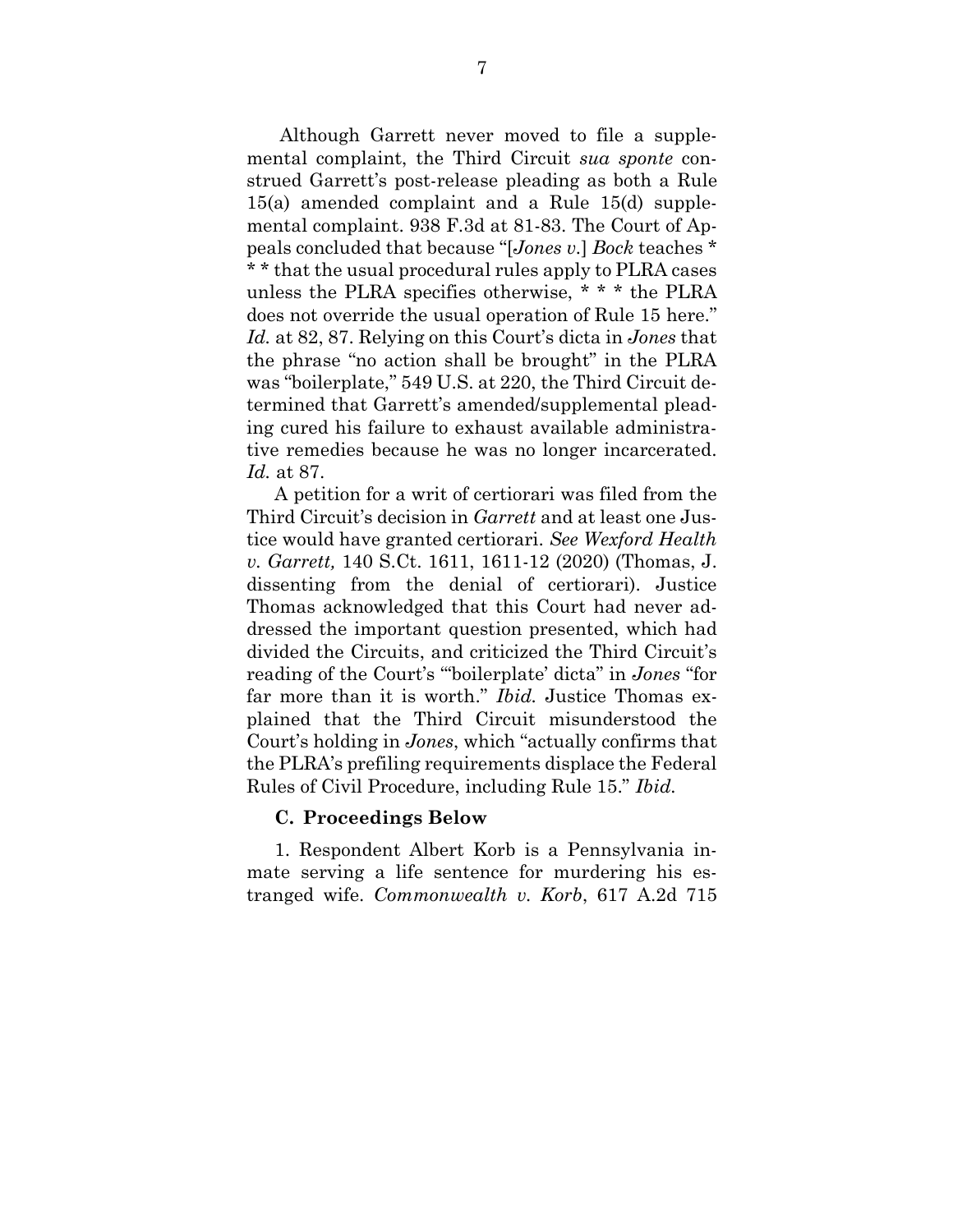Although Garrett never moved to file a supplemental complaint, the Third Circuit *sua sponte* construed Garrett's post-release pleading as both a Rule 15(a) amended complaint and a Rule 15(d) supplemental complaint. 938 F.3d at 81-83. The Court of Appeals concluded that because "[*Jones v.*] *Bock* teaches * * * that the usual procedural rules apply to PLRA cases unless the PLRA specifies otherwise, * * * the PLRA does not override the usual operation of Rule 15 here." *Id.* at 82, 87. Relying on this Court's dicta in *Jones* that the phrase "no action shall be brought" in the PLRA was "boilerplate," 549 U.S. at 220, the Third Circuit determined that Garrett's amended/supplemental pleading cured his failure to exhaust available administrative remedies because he was no longer incarcerated. *Id.* at 87.

A petition for a writ of certiorari was filed from the Third Circuit's decision in *Garrett* and at least one Justice would have granted certiorari. *See Wexford Health v. Garrett,* 140 S.Ct. 1611, 1611-12 (2020) (Thomas, J. dissenting from the denial of certiorari). Justice Thomas acknowledged that this Court had never addressed the important question presented, which had divided the Circuits, and criticized the Third Circuit's reading of the Court's "'boilerplate' dicta" in *Jones* "for far more than it is worth." *Ibid.* Justice Thomas explained that the Third Circuit misunderstood the Court's holding in *Jones*, which "actually confirms that the PLRA's prefiling requirements displace the Federal Rules of Civil Procedure, including Rule 15." *Ibid.*

### C. Proceedings Below

1. Respondent Albert Korb is a Pennsylvania inmate serving a life sentence for murdering his estranged wife. *Commonwealth v. Korb*, 617 A.2d 715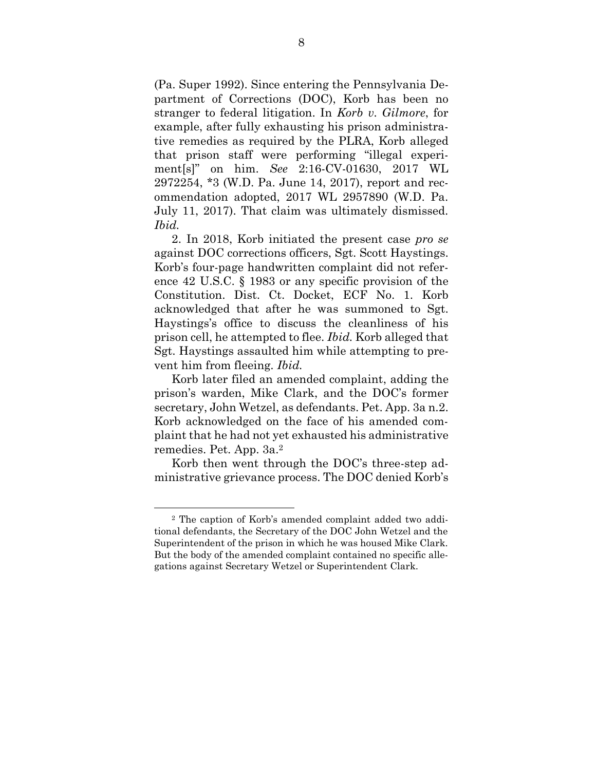(Pa. Super 1992). Since entering the Pennsylvania Department of Corrections (DOC), Korb has been no stranger to federal litigation. In *Korb v. Gilmore*, for example, after fully exhausting his prison administrative remedies as required by the PLRA, Korb alleged that prison staff were performing "illegal experiment[s]" on him. *See* 2:16-CV-01630, 2017 WL 2972254, *3 (W.D. Pa. June 14, 2017), report and recommendation adopted, 2017 WL 2957890 (W.D. Pa. July 11, 2017). That claim was ultimately dismissed. *Ibid.*

2. In 2018, Korb initiated the present case *pro se* against DOC corrections officers, Sgt. Scott Haystings. Korb's four-page handwritten complaint did not reference 42 U.S.C. § 1983 or any specific provision of the Constitution. Dist. Ct. Docket, ECF No. 1. Korb acknowledged that after he was summoned to Sgt. Haystings's office to discuss the cleanliness of his prison cell, he attempted to flee. *Ibid.* Korb alleged that Sgt. Haystings assaulted him while attempting to prevent him from fleeing. *Ibid.*

Korb later filed an amended complaint, adding the prison's warden, Mike Clark, and the DOC's former secretary, John Wetzel, as defendants. Pet. App. 3a n.2. Korb acknowledged on the face of his amended complaint that he had not yet exhausted his administrative remedies. Pet. App. 3a.[2]

Korb then went through the DOC's three-step administrative grievance process. The DOC denied Korb's

[2] The caption of Korb's amended complaint added two additional defendants, the Secretary of the DOC John Wetzel and the Superintendent of the prison in which he was housed Mike Clark. But the body of the amended complaint contained no specific allegations against Secretary Wetzel or Superintendent Clark.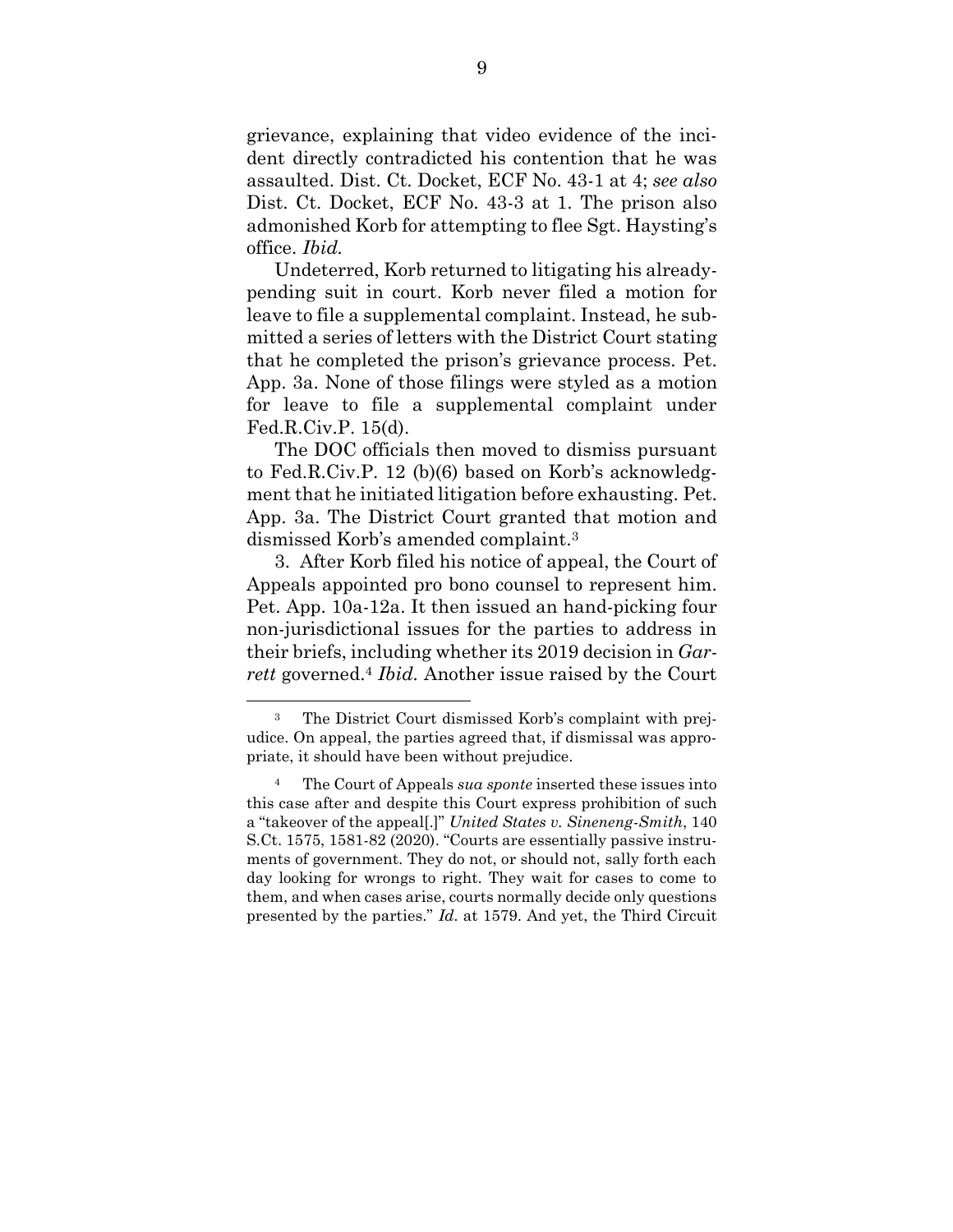grievance, explaining that video evidence of the incident directly contradicted his contention that he was assaulted. Dist. Ct. Docket, ECF No. 43-1 at 4; *see also* Dist. Ct. Docket, ECF No. 43-3 at 1. The prison also admonished Korb for attempting to flee Sgt. Haysting's office. *Ibid.*

Undeterred, Korb returned to litigating his already-pending suit in court. Korb never filed a motion for leave to file a supplemental complaint. Instead, he submitted a series of letters with the District Court stating that he completed the prison's grievance process. Pet. App. 3a. None of those filings were styled as a motion for leave to file a supplemental complaint under Fed.R.Civ.P. 15(d).

The DOC officials then moved to dismiss pursuant to Fed.R.Civ.P. 12 (b)(6) based on Korb's acknowledgment that he initiated litigation before exhausting. Pet. App. 3a. The District Court granted that motion and dismissed Korb's amended complaint.[3]

3. After Korb filed his notice of appeal, the Court of Appeals appointed pro bono counsel to represent him. Pet. App. 10a-12a. It then issued an hand-picking four non-jurisdictional issues for the parties to address in their briefs, including whether its 2019 decision in *Garrett* governed.[4] *Ibid.* Another issue raised by the Court

---

[3] The District Court dismissed Korb's complaint with prejudice. On appeal, the parties agreed that, if dismissal was appropriate, it should have been without prejudice.

[4] The Court of Appeals *sua sponte* inserted these issues into this case after and despite this Court express prohibition of such a "takeover of the appeal[.]" *United States v. Sineneng-Smith*, 140 S.Ct. 1575, 1581-82 (2020). "Courts are essentially passive instruments of government. They do not, or should not, sally forth each day looking for wrongs to right. They wait for cases to come to them, and when cases arise, courts normally decide only questions presented by the parties." *Id.* at 1579. And yet, the Third Circuit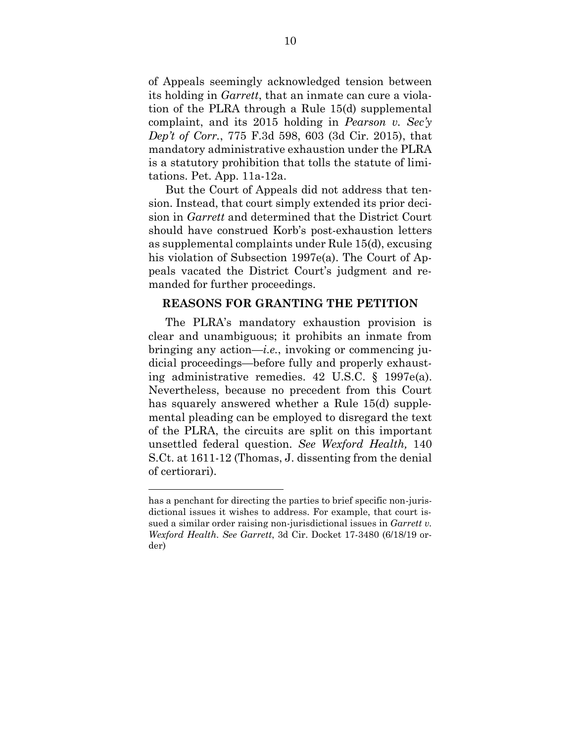of Appeals seemingly acknowledged tension between its holding in *Garrett*, that an inmate can cure a violation of the PLRA through a Rule 15(d) supplemental complaint, and its 2015 holding in *Pearson v. Sec'y Dep't of Corr.*, 775 F.3d 598, 603 (3d Cir. 2015), that mandatory administrative exhaustion under the PLRA is a statutory prohibition that tolls the statute of limitations. Pet. App. 11a-12a.

But the Court of Appeals did not address that tension. Instead, that court simply extended its prior decision in *Garrett* and determined that the District Court should have construed Korb's post-exhaustion letters as supplemental complaints under Rule 15(d), excusing his violation of Subsection 1997e(a). The Court of Appeals vacated the District Court's judgment and remanded for further proceedings.

## REASONS FOR GRANTING THE PETITION

The PLRA's mandatory exhaustion provision is clear and unambiguous; it prohibits an inmate from bringing any action—*i.e.*, invoking or commencing judicial proceedings—before fully and properly exhausting administrative remedies. 42 U.S.C. § 1997e(a). Nevertheless, because no precedent from this Court has squarely answered whether a Rule 15(d) supplemental pleading can be employed to disregard the text of the PLRA, the circuits are split on this important unsettled federal question. *See Wexford Health,* 140 S.Ct. at 1611-12 (Thomas, J. dissenting from the denial of certiorari).

---

has a penchant for directing the parties to brief specific non-jurisdictional issues it wishes to address. For example, that court issued a similar order raising non-jurisdictional issues in *Garrett v. Wexford Health*. *See Garrett*, 3d Cir. Docket 17-3480 (6/18/19 order)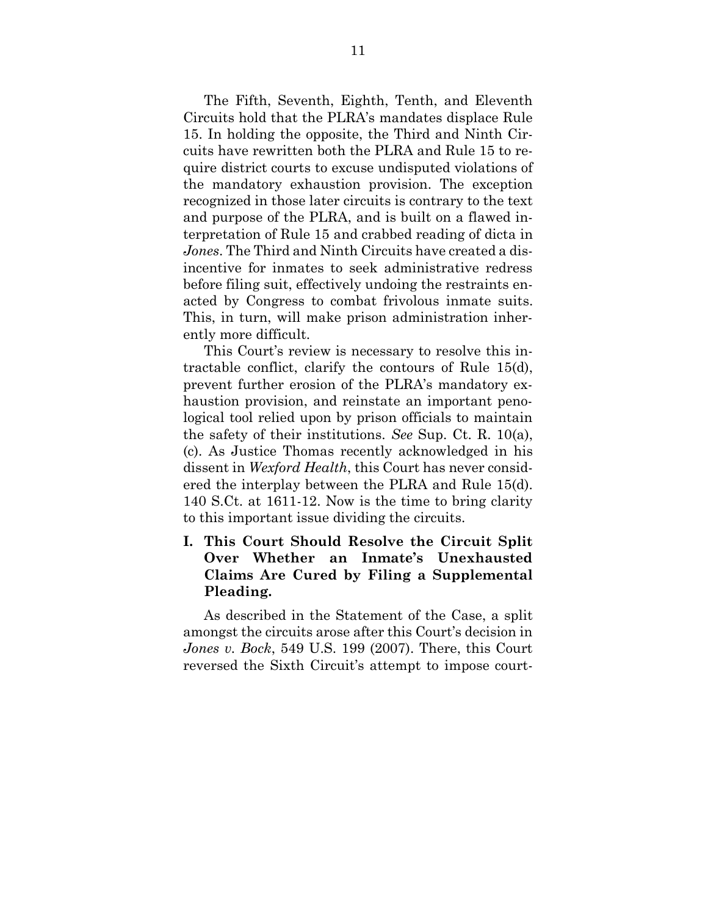The Fifth, Seventh, Eighth, Tenth, and Eleventh Circuits hold that the PLRA's mandates displace Rule 15. In holding the opposite, the Third and Ninth Circuits have rewritten both the PLRA and Rule 15 to require district courts to excuse undisputed violations of the mandatory exhaustion provision. The exception recognized in those later circuits is contrary to the text and purpose of the PLRA, and is built on a flawed interpretation of Rule 15 and crabbed reading of dicta in *Jones*. The Third and Ninth Circuits have created a disincentive for inmates to seek administrative redress before filing suit, effectively undoing the restraints enacted by Congress to combat frivolous inmate suits. This, in turn, will make prison administration inherently more difficult.

This Court's review is necessary to resolve this intractable conflict, clarify the contours of Rule 15(d), prevent further erosion of the PLRA's mandatory exhaustion provision, and reinstate an important penological tool relied upon by prison officials to maintain the safety of their institutions. *See* Sup. Ct. R. 10(a), (c). As Justice Thomas recently acknowledged in his dissent in *Wexford Health*, this Court has never considered the interplay between the PLRA and Rule 15(d). 140 S.Ct. at 1611-12. Now is the time to bring clarity to this important issue dividing the circuits.

## I. This Court Should Resolve the Circuit Split Over Whether an Inmate's Unexhausted Claims Are Cured by Filing a Supplemental Pleading.

As described in the Statement of the Case, a split amongst the circuits arose after this Court's decision in *Jones v. Bock*, 549 U.S. 199 (2007). There, this Court reversed the Sixth Circuit's attempt to impose court-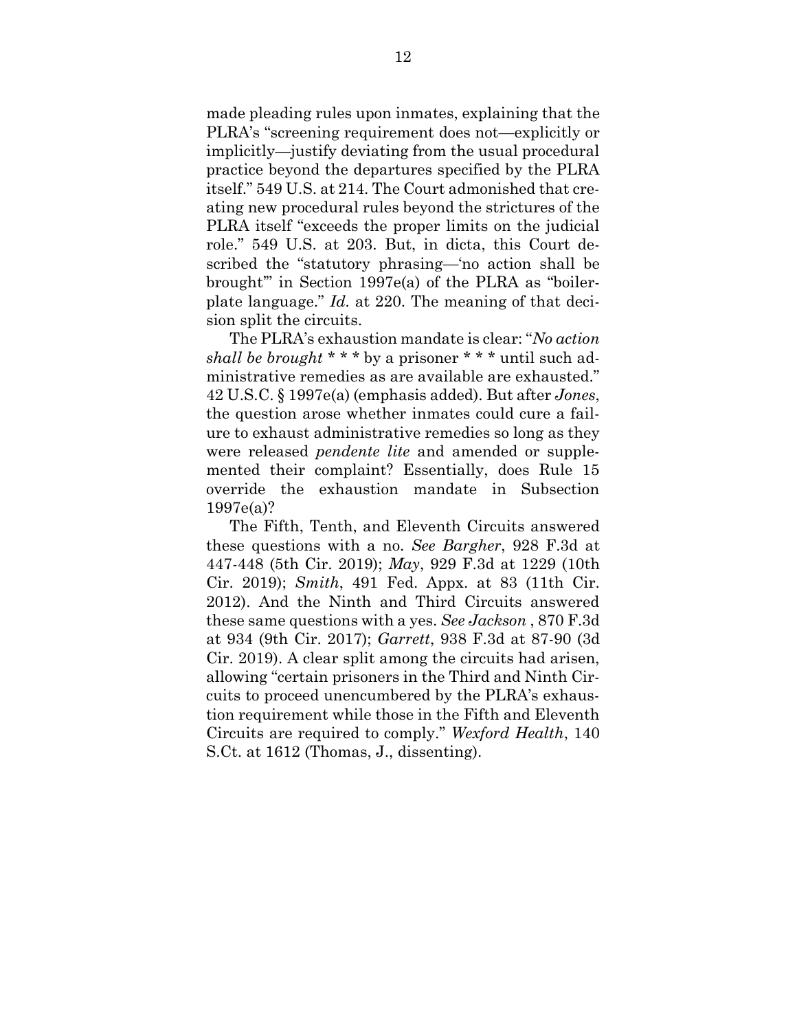made pleading rules upon inmates, explaining that the PLRA's "screening requirement does not—explicitly or implicitly—justify deviating from the usual procedural practice beyond the departures specified by the PLRA itself." 549 U.S. at 214. The Court admonished that creating new procedural rules beyond the strictures of the PLRA itself "exceeds the proper limits on the judicial role." 549 U.S. at 203. But, in dicta, this Court described the "statutory phrasing—'no action shall be brought'" in Section 1997e(a) of the PLRA as "boilerplate language." *Id.* at 220. The meaning of that decision split the circuits.

The PLRA's exhaustion mandate is clear: "*No action shall be brought* * * * by a prisoner * * * until such administrative remedies as are available are exhausted." 42 U.S.C. § 1997e(a) (emphasis added). But after *Jones*, the question arose whether inmates could cure a failure to exhaust administrative remedies so long as they were released *pendente lite* and amended or supplemented their complaint? Essentially, does Rule 15 override the exhaustion mandate in Subsection 1997e(a)?

The Fifth, Tenth, and Eleventh Circuits answered these questions with a no. *See Bargher*, 928 F.3d at 447-448 (5th Cir. 2019); *May*, 929 F.3d at 1229 (10th Cir. 2019); *Smith*, 491 Fed. Appx. at 83 (11th Cir. 2012). And the Ninth and Third Circuits answered these same questions with a yes. *See Jackson* , 870 F.3d at 934 (9th Cir. 2017); *Garrett*, 938 F.3d at 87-90 (3d Cir. 2019). A clear split among the circuits had arisen, allowing "certain prisoners in the Third and Ninth Circuits to proceed unencumbered by the PLRA's exhaustion requirement while those in the Fifth and Eleventh Circuits are required to comply." *Wexford Health*, 140 S.Ct. at 1612 (Thomas, J., dissenting).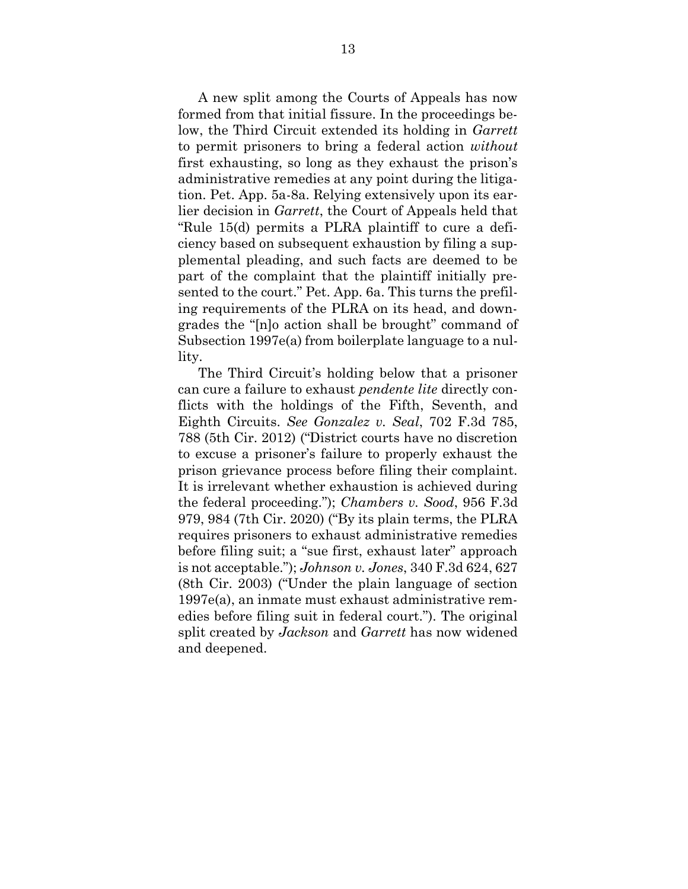A new split among the Courts of Appeals has now formed from that initial fissure. In the proceedings below, the Third Circuit extended its holding in *Garrett* to permit prisoners to bring a federal action *without* first exhausting, so long as they exhaust the prison's administrative remedies at any point during the litigation. Pet. App. 5a-8a. Relying extensively upon its earlier decision in *Garrett*, the Court of Appeals held that "Rule 15(d) permits a PLRA plaintiff to cure a deficiency based on subsequent exhaustion by filing a supplemental pleading, and such facts are deemed to be part of the complaint that the plaintiff initially presented to the court." Pet. App. 6a. This turns the prefiling requirements of the PLRA on its head, and downgrades the "[n]o action shall be brought" command of Subsection 1997e(a) from boilerplate language to a nullity.

The Third Circuit's holding below that a prisoner can cure a failure to exhaust *pendente lite* directly conflicts with the holdings of the Fifth, Seventh, and Eighth Circuits. *See Gonzalez v. Seal*, 702 F.3d 785, 788 (5th Cir. 2012) ("District courts have no discretion to excuse a prisoner's failure to properly exhaust the prison grievance process before filing their complaint. It is irrelevant whether exhaustion is achieved during the federal proceeding."); *Chambers v. Sood*, 956 F.3d 979, 984 (7th Cir. 2020) ("By its plain terms, the PLRA requires prisoners to exhaust administrative remedies before filing suit; a "sue first, exhaust later" approach is not acceptable."); *Johnson v. Jones*, 340 F.3d 624, 627 (8th Cir. 2003) ("Under the plain language of section 1997e(a), an inmate must exhaust administrative remedies before filing suit in federal court."). The original split created by *Jackson* and *Garrett* has now widened and deepened.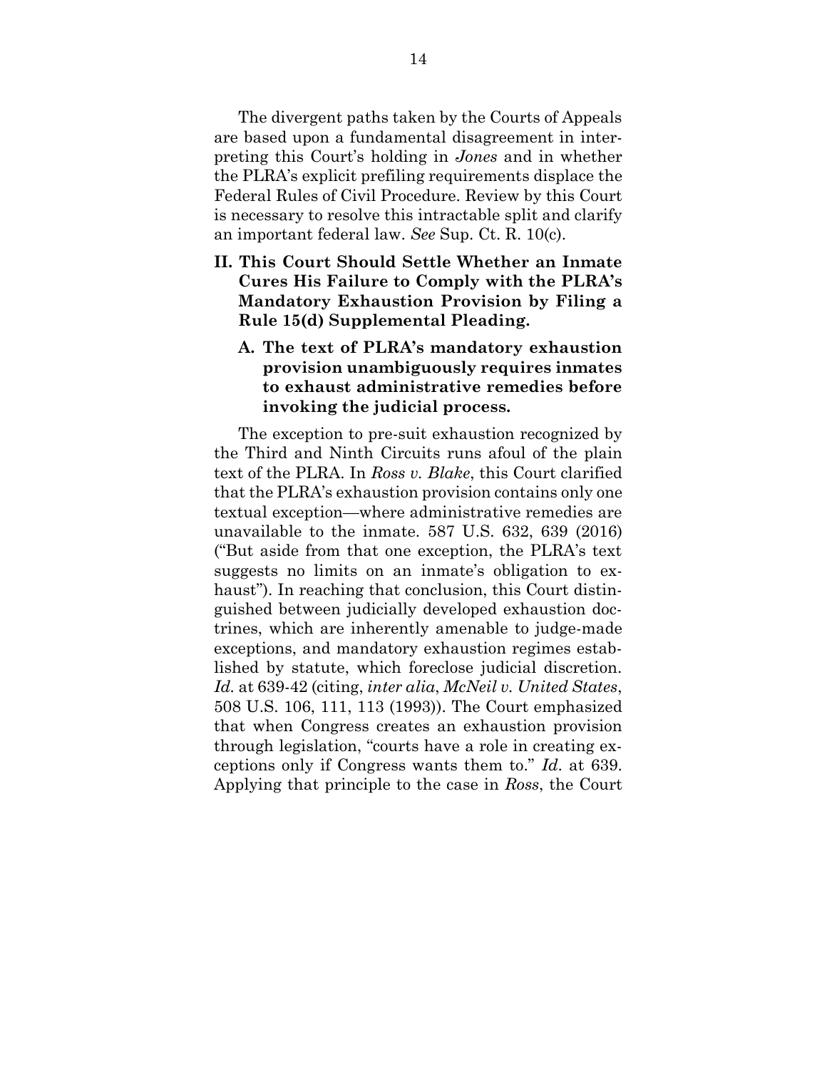The divergent paths taken by the Courts of Appeals are based upon a fundamental disagreement in interpreting this Court's holding in *Jones* and in whether the PLRA's explicit prefiling requirements displace the Federal Rules of Civil Procedure. Review by this Court is necessary to resolve this intractable split and clarify an important federal law. *See* Sup. Ct. R. 10(c).

## II. This Court Should Settle Whether an Inmate Cures His Failure to Comply with the PLRA's Mandatory Exhaustion Provision by Filing a Rule 15(d) Supplemental Pleading.

### A. The text of PLRA's mandatory exhaustion provision unambiguously requires inmates to exhaust administrative remedies before invoking the judicial process.

The exception to pre-suit exhaustion recognized by the Third and Ninth Circuits runs afoul of the plain text of the PLRA. In *Ross v. Blake*, this Court clarified that the PLRA's exhaustion provision contains only one textual exception—where administrative remedies are unavailable to the inmate. 587 U.S. 632, 639 (2016) ("But aside from that one exception, the PLRA's text suggests no limits on an inmate's obligation to exhaust"). In reaching that conclusion, this Court distinguished between judicially developed exhaustion doctrines, which are inherently amenable to judge-made exceptions, and mandatory exhaustion regimes established by statute, which foreclose judicial discretion. *Id.* at 639-42 (citing, *inter alia*, *McNeil v. United States*, 508 U.S. 106, 111, 113 (1993)). The Court emphasized that when Congress creates an exhaustion provision through legislation, "courts have a role in creating exceptions only if Congress wants them to." *Id*. at 639. Applying that principle to the case in *Ross*, the Court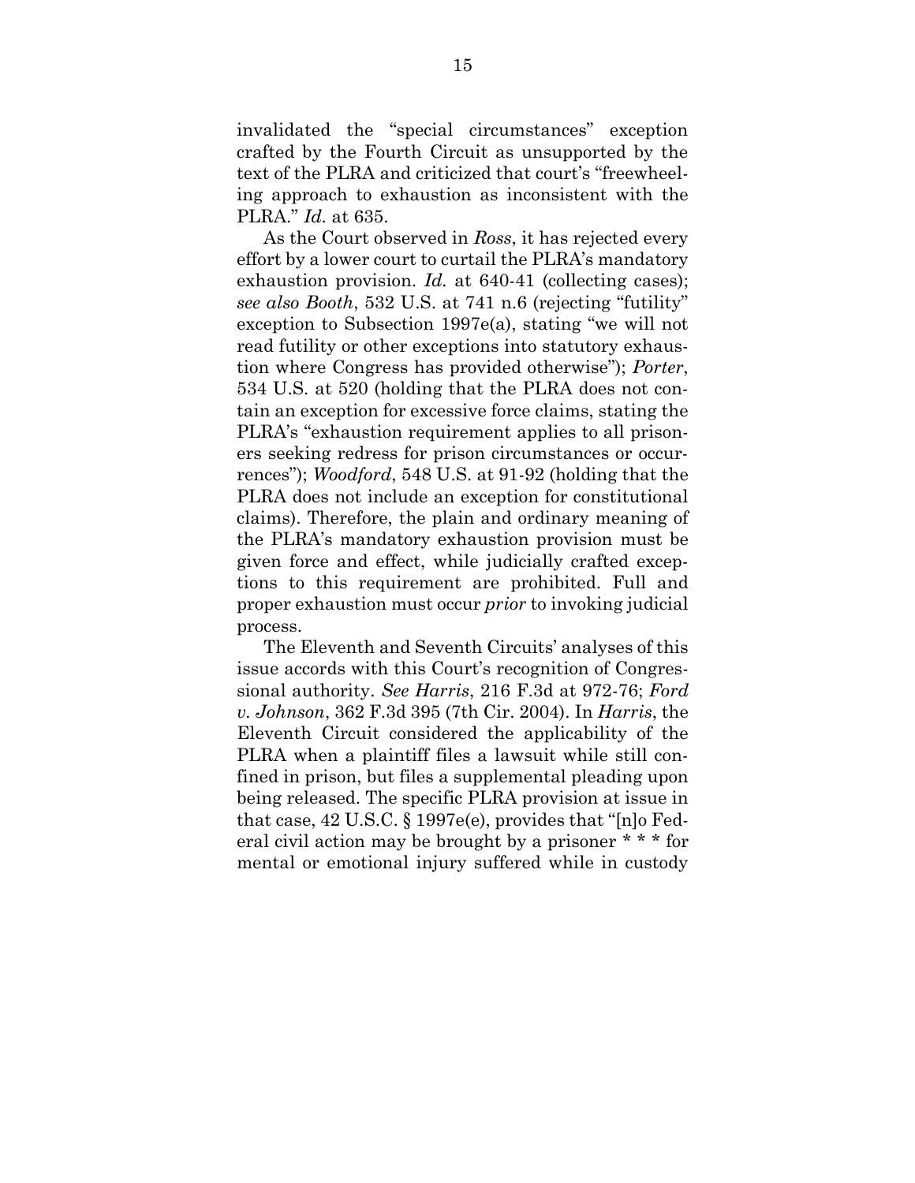invalidated the "special circumstances" exception crafted by the Fourth Circuit as unsupported by the text of the PLRA and criticized that court's "freewheeling approach to exhaustion as inconsistent with the PLRA." *Id.* at 635.

As the Court observed in *Ross*, it has rejected every effort by a lower court to curtail the PLRA's mandatory exhaustion provision. *Id.* at 640-41 (collecting cases); *see also Booth*, 532 U.S. at 741 n.6 (rejecting "futility" exception to Subsection 1997e(a), stating "we will not read futility or other exceptions into statutory exhaustion where Congress has provided otherwise"); *Porter*, 534 U.S. at 520 (holding that the PLRA does not contain an exception for excessive force claims, stating the PLRA's "exhaustion requirement applies to all prisoners seeking redress for prison circumstances or occurrences"); *Woodford*, 548 U.S. at 91-92 (holding that the PLRA does not include an exception for constitutional claims). Therefore, the plain and ordinary meaning of the PLRA's mandatory exhaustion provision must be given force and effect, while judicially crafted exceptions to this requirement are prohibited. Full and proper exhaustion must occur *prior* to invoking judicial process.

The Eleventh and Seventh Circuits' analyses of this issue accords with this Court's recognition of Congressional authority. *See Harris*, 216 F.3d at 972-76; *Ford v. Johnson*, 362 F.3d 395 (7th Cir. 2004). In *Harris*, the Eleventh Circuit considered the applicability of the PLRA when a plaintiff files a lawsuit while still confined in prison, but files a supplemental pleading upon being released. The specific PLRA provision at issue in that case, 42 U.S.C. § 1997e(e), provides that "[n]o Federal civil action may be brought by a prisoner * * * for mental or emotional injury suffered while in custody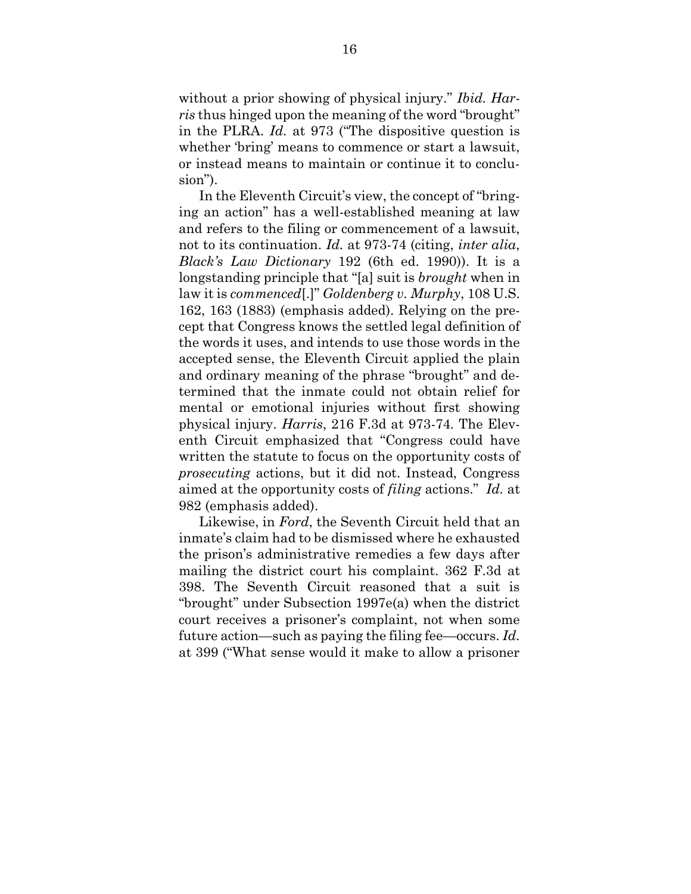without a prior showing of physical injury." *Ibid. Harris* thus hinged upon the meaning of the word "brought" in the PLRA. *Id.* at 973 ("The dispositive question is whether 'bring' means to commence or start a lawsuit, or instead means to maintain or continue it to conclusion").

In the Eleventh Circuit's view, the concept of "bringing an action" has a well-established meaning at law and refers to the filing or commencement of a lawsuit, not to its continuation. *Id.* at 973-74 (citing, *inter alia*, *Black's Law Dictionary* 192 (6th ed. 1990)). It is a longstanding principle that "[a] suit is *brought* when in law it is *commenced*[.]" *Goldenberg v. Murphy*, 108 U.S. 162, 163 (1883) (emphasis added). Relying on the precept that Congress knows the settled legal definition of the words it uses, and intends to use those words in the accepted sense, the Eleventh Circuit applied the plain and ordinary meaning of the phrase "brought" and determined that the inmate could not obtain relief for mental or emotional injuries without first showing physical injury. *Harris*, 216 F.3d at 973-74. The Eleventh Circuit emphasized that "Congress could have written the statute to focus on the opportunity costs of *prosecuting* actions, but it did not. Instead, Congress aimed at the opportunity costs of *filing* actions." *Id.* at 982 (emphasis added).

Likewise, in *Ford*, the Seventh Circuit held that an inmate's claim had to be dismissed where he exhausted the prison's administrative remedies a few days after mailing the district court his complaint. 362 F.3d at 398. The Seventh Circuit reasoned that a suit is "brought" under Subsection 1997e(a) when the district court receives a prisoner's complaint, not when some future action—such as paying the filing fee—occurs. *Id.* at 399 ("What sense would it make to allow a prisoner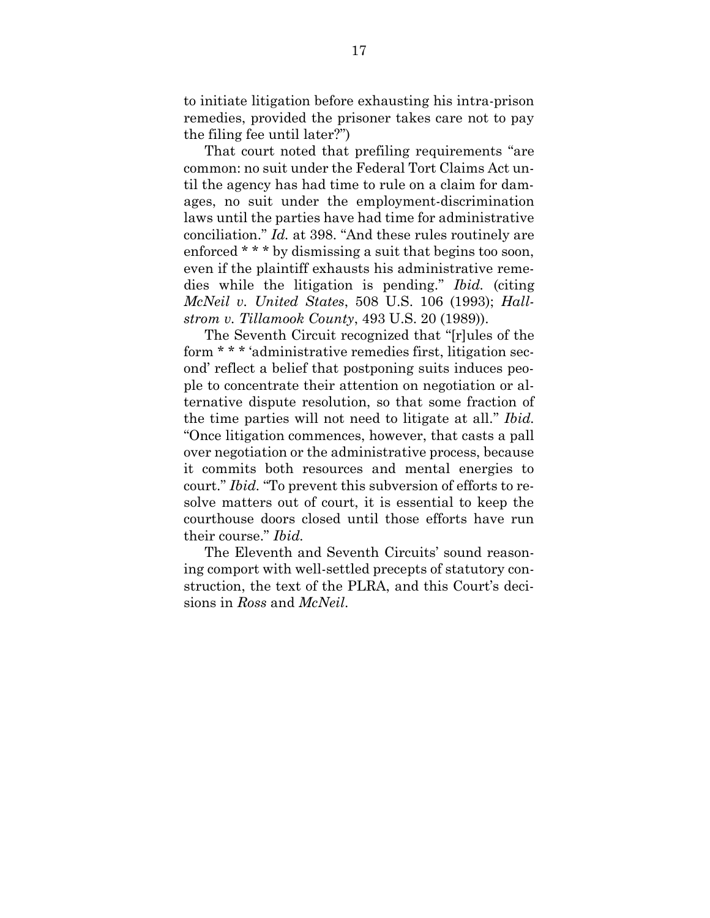to initiate litigation before exhausting his intra-prison remedies, provided the prisoner takes care not to pay the filing fee until later?")

That court noted that prefiling requirements "are common: no suit under the Federal Tort Claims Act until the agency has had time to rule on a claim for damages, no suit under the employment-discrimination laws until the parties have had time for administrative conciliation." *Id.* at 398. "And these rules routinely are enforced * * * by dismissing a suit that begins too soon, even if the plaintiff exhausts his administrative remedies while the litigation is pending." *Ibid.* (citing *McNeil v. United States*, 508 U.S. 106 (1993); *Hallstrom v. Tillamook County*, 493 U.S. 20 (1989)).

The Seventh Circuit recognized that "[r]ules of the form * * * 'administrative remedies first, litigation second' reflect a belief that postponing suits induces people to concentrate their attention on negotiation or alternative dispute resolution, so that some fraction of the time parties will not need to litigate at all." *Ibid.* "Once litigation commences, however, that casts a pall over negotiation or the administrative process, because it commits both resources and mental energies to court." *Ibid.* "To prevent this subversion of efforts to resolve matters out of court, it is essential to keep the courthouse doors closed until those efforts have run their course." *Ibid.*

The Eleventh and Seventh Circuits' sound reasoning comport with well-settled precepts of statutory construction, the text of the PLRA, and this Court's decisions in *Ross* and *McNeil*.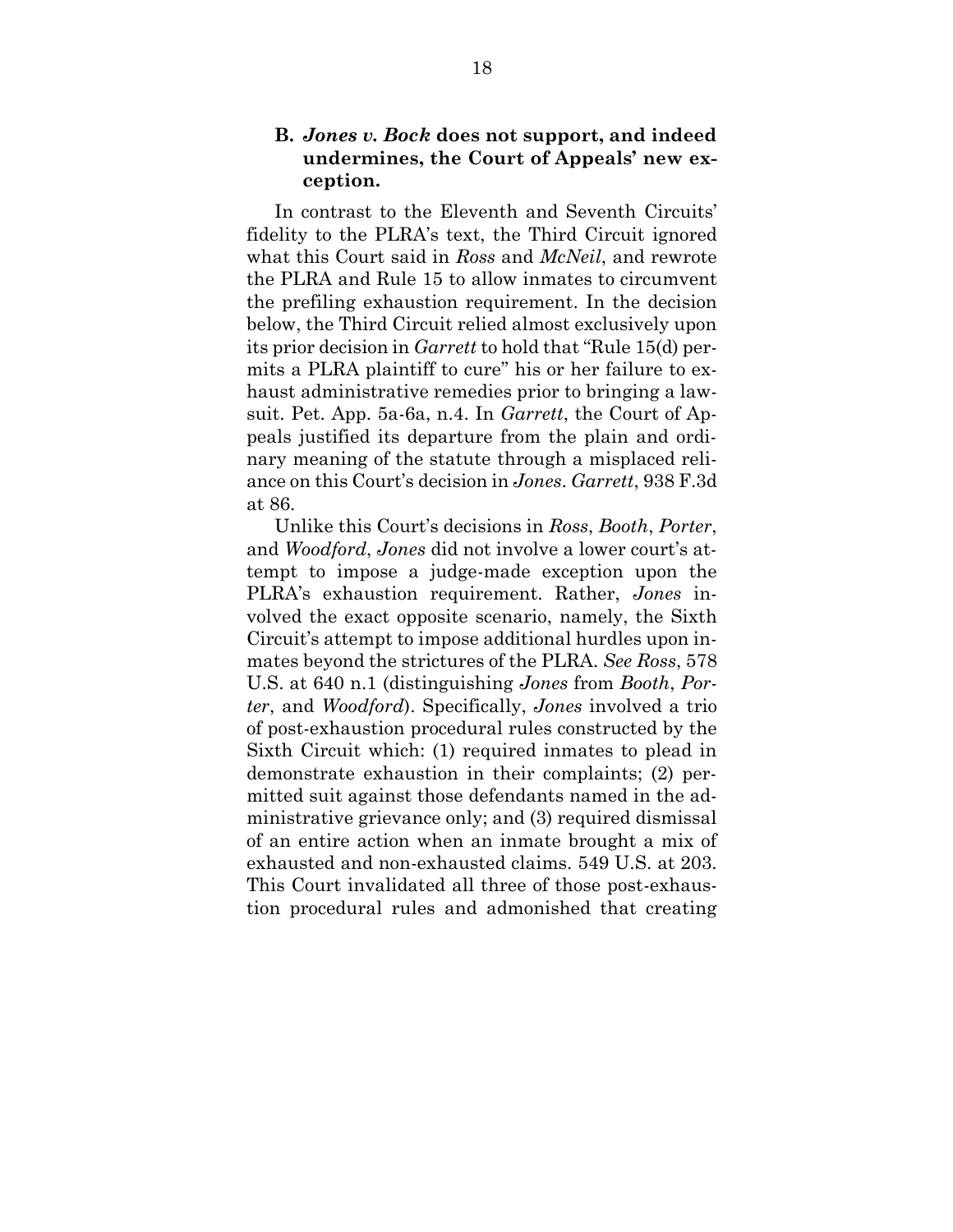### B. *Jones v. Bock* does not support, and indeed undermines, the Court of Appeals' new exception.

In contrast to the Eleventh and Seventh Circuits' fidelity to the PLRA's text, the Third Circuit ignored what this Court said in *Ross* and *McNeil*, and rewrote the PLRA and Rule 15 to allow inmates to circumvent the prefiling exhaustion requirement. In the decision below, the Third Circuit relied almost exclusively upon its prior decision in *Garrett* to hold that "Rule 15(d) permits a PLRA plaintiff to cure" his or her failure to exhaust administrative remedies prior to bringing a lawsuit. Pet. App. 5a-6a, n.4. In *Garrett*, the Court of Appeals justified its departure from the plain and ordinary meaning of the statute through a misplaced reliance on this Court's decision in *Jones*. *Garrett*, 938 F.3d at 86.

Unlike this Court's decisions in *Ross*, *Booth*, *Porter*, and *Woodford*, *Jones* did not involve a lower court's attempt to impose a judge-made exception upon the PLRA's exhaustion requirement. Rather, *Jones* involved the exact opposite scenario, namely, the Sixth Circuit's attempt to impose additional hurdles upon inmates beyond the strictures of the PLRA. *See Ross*, 578 U.S. at 640 n.1 (distinguishing *Jones* from *Booth*, *Porter*, and *Woodford*). Specifically, *Jones* involved a trio of post-exhaustion procedural rules constructed by the Sixth Circuit which: (1) required inmates to plead in demonstrate exhaustion in their complaints; (2) permitted suit against those defendants named in the administrative grievance only; and (3) required dismissal of an entire action when an inmate brought a mix of exhausted and non-exhausted claims. 549 U.S. at 203. This Court invalidated all three of those post-exhaustion procedural rules and admonished that creating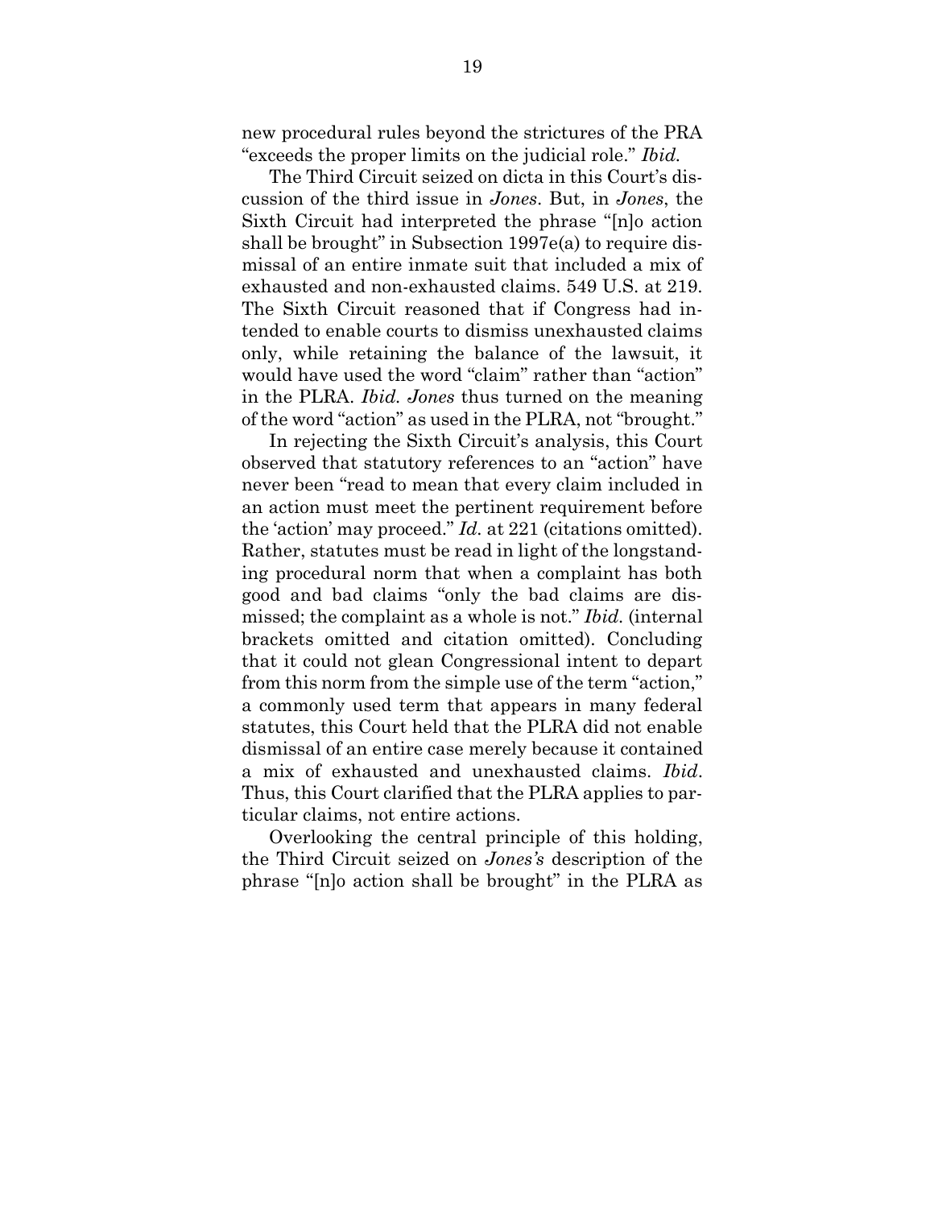new procedural rules beyond the strictures of the PRA "exceeds the proper limits on the judicial role." *Ibid.*

The Third Circuit seized on dicta in this Court's discussion of the third issue in *Jones*. But, in *Jones*, the Sixth Circuit had interpreted the phrase "[n]o action shall be brought" in Subsection 1997e(a) to require dismissal of an entire inmate suit that included a mix of exhausted and non-exhausted claims. 549 U.S. at 219. The Sixth Circuit reasoned that if Congress had intended to enable courts to dismiss unexhausted claims only, while retaining the balance of the lawsuit, it would have used the word "claim" rather than "action" in the PLRA. *Ibid. Jones* thus turned on the meaning of the word "action" as used in the PLRA, not "brought."

In rejecting the Sixth Circuit's analysis, this Court observed that statutory references to an "action" have never been "read to mean that every claim included in an action must meet the pertinent requirement before the 'action' may proceed." *Id.* at 221 (citations omitted). Rather, statutes must be read in light of the longstanding procedural norm that when a complaint has both good and bad claims "only the bad claims are dismissed; the complaint as a whole is not." *Ibid.* (internal brackets omitted and citation omitted). Concluding that it could not glean Congressional intent to depart from this norm from the simple use of the term "action," a commonly used term that appears in many federal statutes, this Court held that the PLRA did not enable dismissal of an entire case merely because it contained a mix of exhausted and unexhausted claims. *Ibid*. Thus, this Court clarified that the PLRA applies to particular claims, not entire actions.

Overlooking the central principle of this holding, the Third Circuit seized on *Jones's* description of the phrase "[n]o action shall be brought" in the PLRA as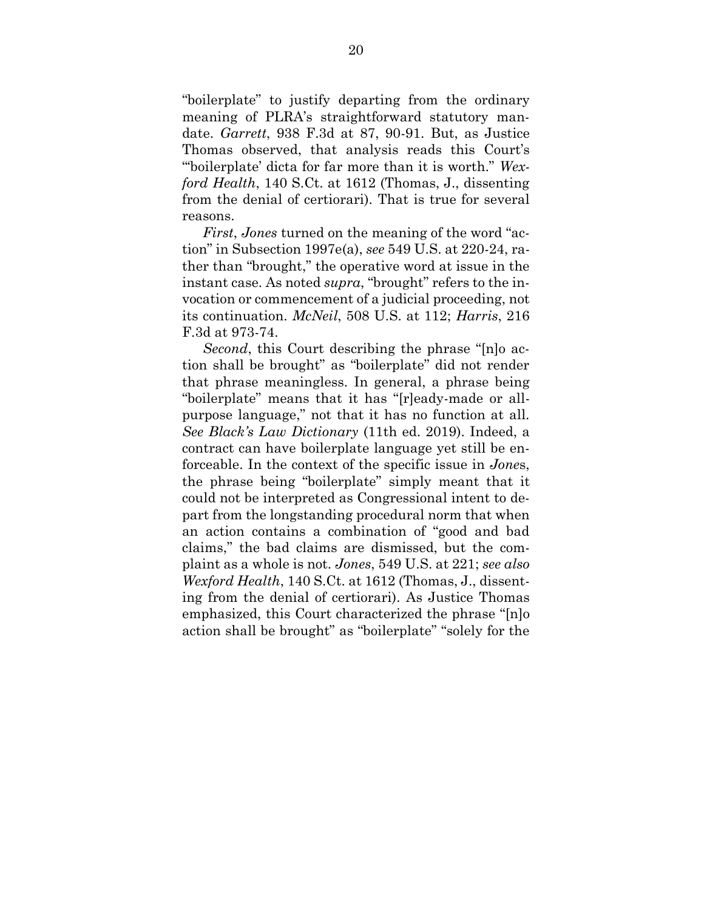"boilerplate" to justify departing from the ordinary meaning of PLRA's straightforward statutory mandate. *Garrett*, 938 F.3d at 87, 90-91. But, as Justice Thomas observed, that analysis reads this Court's "'boilerplate' dicta for far more than it is worth." *Wexford Health*, 140 S.Ct. at 1612 (Thomas, J., dissenting from the denial of certiorari). That is true for several reasons.

*First*, *Jones* turned on the meaning of the word "action" in Subsection 1997e(a), *see* 549 U.S. at 220-24, rather than "brought," the operative word at issue in the instant case. As noted *supra*, "brought" refers to the invocation or commencement of a judicial proceeding, not its continuation. *McNeil*, 508 U.S. at 112; *Harris*, 216 F.3d at 973-74.

*Second*, this Court describing the phrase "[n]o action shall be brought" as "boilerplate" did not render that phrase meaningless. In general, a phrase being "boilerplate" means that it has "[r]eady-made or all-purpose language," not that it has no function at all. *See Black's Law Dictionary* (11th ed. 2019). Indeed, a contract can have boilerplate language yet still be enforceable. In the context of the specific issue in *Jones*, the phrase being "boilerplate" simply meant that it could not be interpreted as Congressional intent to depart from the longstanding procedural norm that when an action contains a combination of "good and bad claims," the bad claims are dismissed, but the complaint as a whole is not. *Jones*, 549 U.S. at 221; *see also Wexford Health*, 140 S.Ct. at 1612 (Thomas, J., dissenting from the denial of certiorari). As Justice Thomas emphasized, this Court characterized the phrase "[n]o action shall be brought" as "boilerplate" "solely for the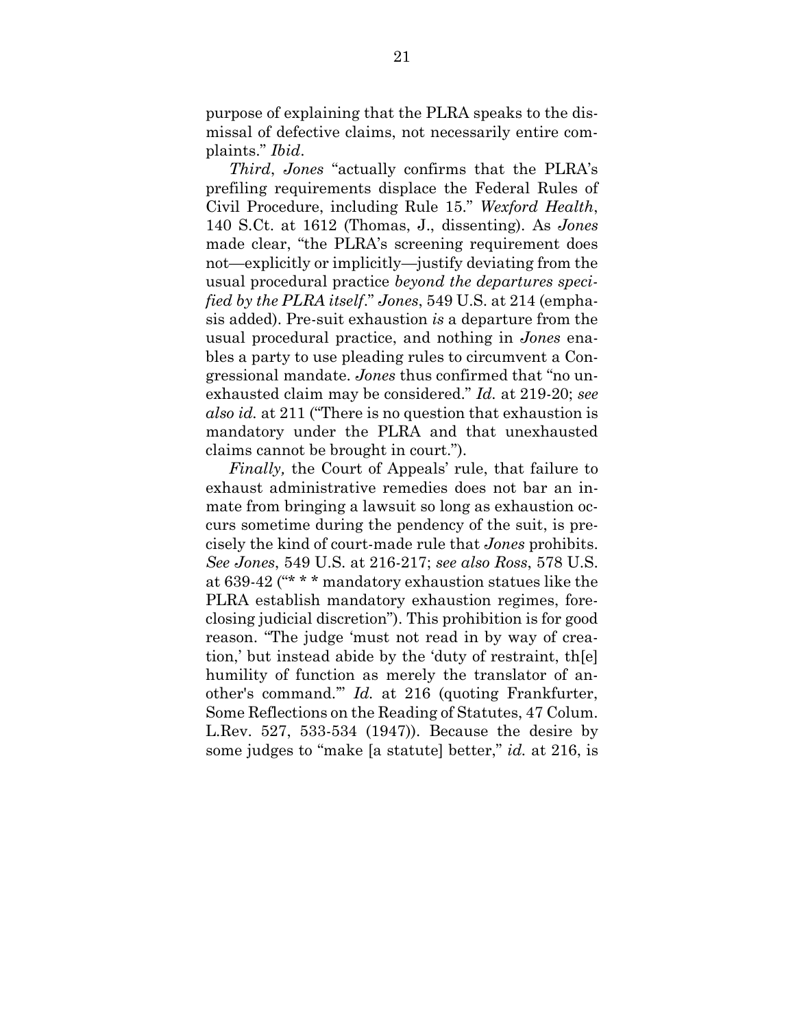purpose of explaining that the PLRA speaks to the dismissal of defective claims, not necessarily entire complaints." *Ibid*.

*Third*, *Jones* "actually confirms that the PLRA's prefiling requirements displace the Federal Rules of Civil Procedure, including Rule 15." *Wexford Health*, 140 S.Ct. at 1612 (Thomas, J., dissenting). As *Jones* made clear, "the PLRA's screening requirement does not—explicitly or implicitly—justify deviating from the usual procedural practice *beyond the departures specified by the PLRA itself*." *Jones*, 549 U.S. at 214 (emphasis added). Pre-suit exhaustion *is* a departure from the usual procedural practice, and nothing in *Jones* enables a party to use pleading rules to circumvent a Congressional mandate. *Jones* thus confirmed that "no unexhausted claim may be considered." *Id.* at 219-20; *see also id.* at 211 ("There is no question that exhaustion is mandatory under the PLRA and that unexhausted claims cannot be brought in court.").

*Finally,* the Court of Appeals' rule, that failure to exhaust administrative remedies does not bar an inmate from bringing a lawsuit so long as exhaustion occurs sometime during the pendency of the suit, is precisely the kind of court-made rule that *Jones* prohibits. *See Jones*, 549 U.S. at 216-217; *see also Ross*, 578 U.S. at 639-42 ("* * * mandatory exhaustion statues like the PLRA establish mandatory exhaustion regimes, foreclosing judicial discretion"). This prohibition is for good reason. "The judge 'must not read in by way of creation,' but instead abide by the 'duty of restraint, th[e] humility of function as merely the translator of another's command.'" *Id.* at 216 (quoting Frankfurter, Some Reflections on the Reading of Statutes, 47 Colum. L.Rev. 527, 533-534 (1947)). Because the desire by some judges to "make [a statute] better," *id.* at 216, is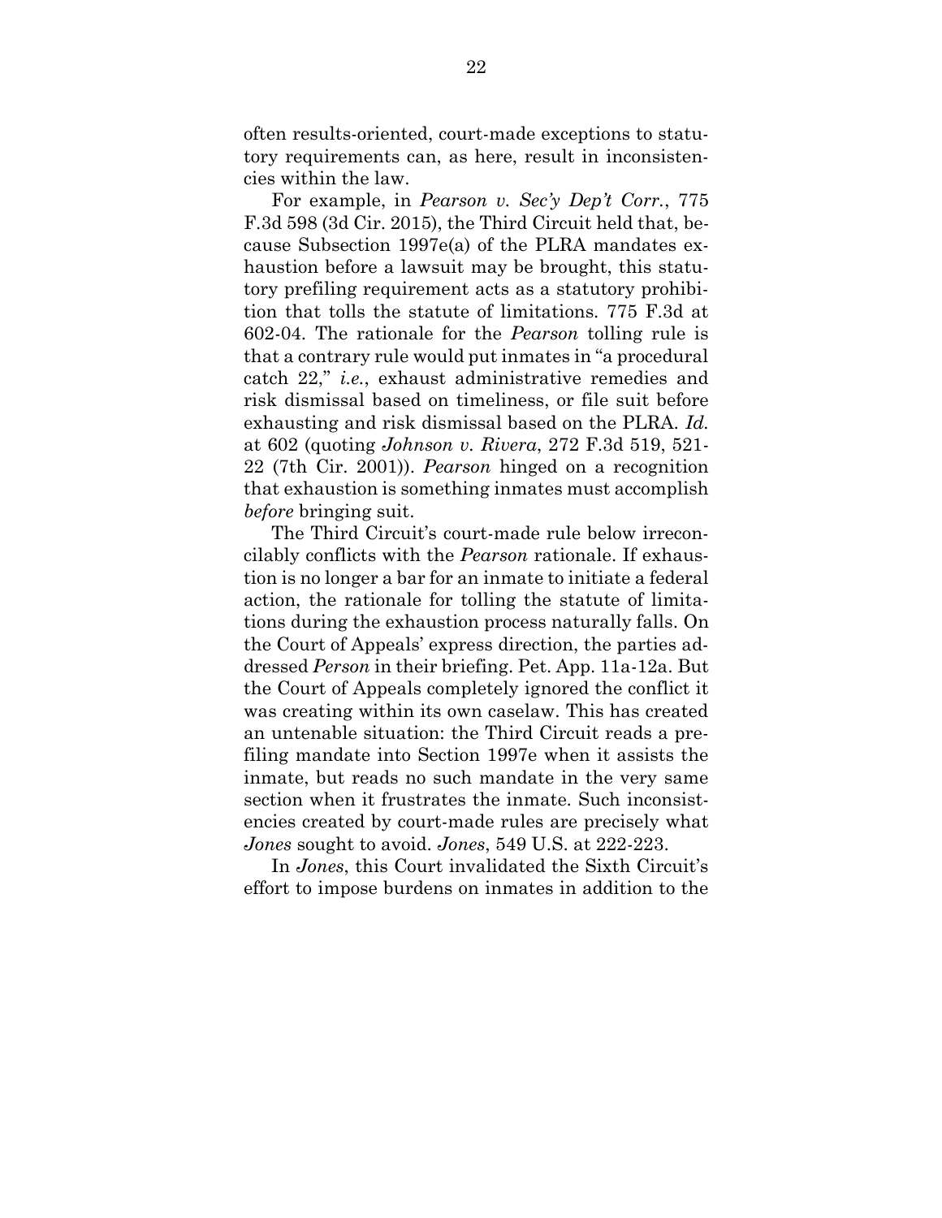often results-oriented, court-made exceptions to statutory requirements can, as here, result in inconsistencies within the law.

For example, in *Pearson v. Sec'y Dep't Corr.*, 775 F.3d 598 (3d Cir. 2015), the Third Circuit held that, because Subsection 1997e(a) of the PLRA mandates exhaustion before a lawsuit may be brought, this statutory prefiling requirement acts as a statutory prohibition that tolls the statute of limitations. 775 F.3d at 602-04. The rationale for the *Pearson* tolling rule is that a contrary rule would put inmates in "a procedural catch 22," *i.e.*, exhaust administrative remedies and risk dismissal based on timeliness, or file suit before exhausting and risk dismissal based on the PLRA. *Id.* at 602 (quoting *Johnson v. Rivera*, 272 F.3d 519, 521-22 (7th Cir. 2001)). *Pearson* hinged on a recognition that exhaustion is something inmates must accomplish *before* bringing suit.

The Third Circuit's court-made rule below irreconcilably conflicts with the *Pearson* rationale. If exhaustion is no longer a bar for an inmate to initiate a federal action, the rationale for tolling the statute of limitations during the exhaustion process naturally falls. On the Court of Appeals' express direction, the parties addressed *Person* in their briefing. Pet. App. 11a-12a. But the Court of Appeals completely ignored the conflict it was creating within its own caselaw. This has created an untenable situation: the Third Circuit reads a prefiling mandate into Section 1997e when it assists the inmate, but reads no such mandate in the very same section when it frustrates the inmate. Such inconsistencies created by court-made rules are precisely what *Jones* sought to avoid. *Jones*, 549 U.S. at 222-223.

In *Jones*, this Court invalidated the Sixth Circuit's effort to impose burdens on inmates in addition to the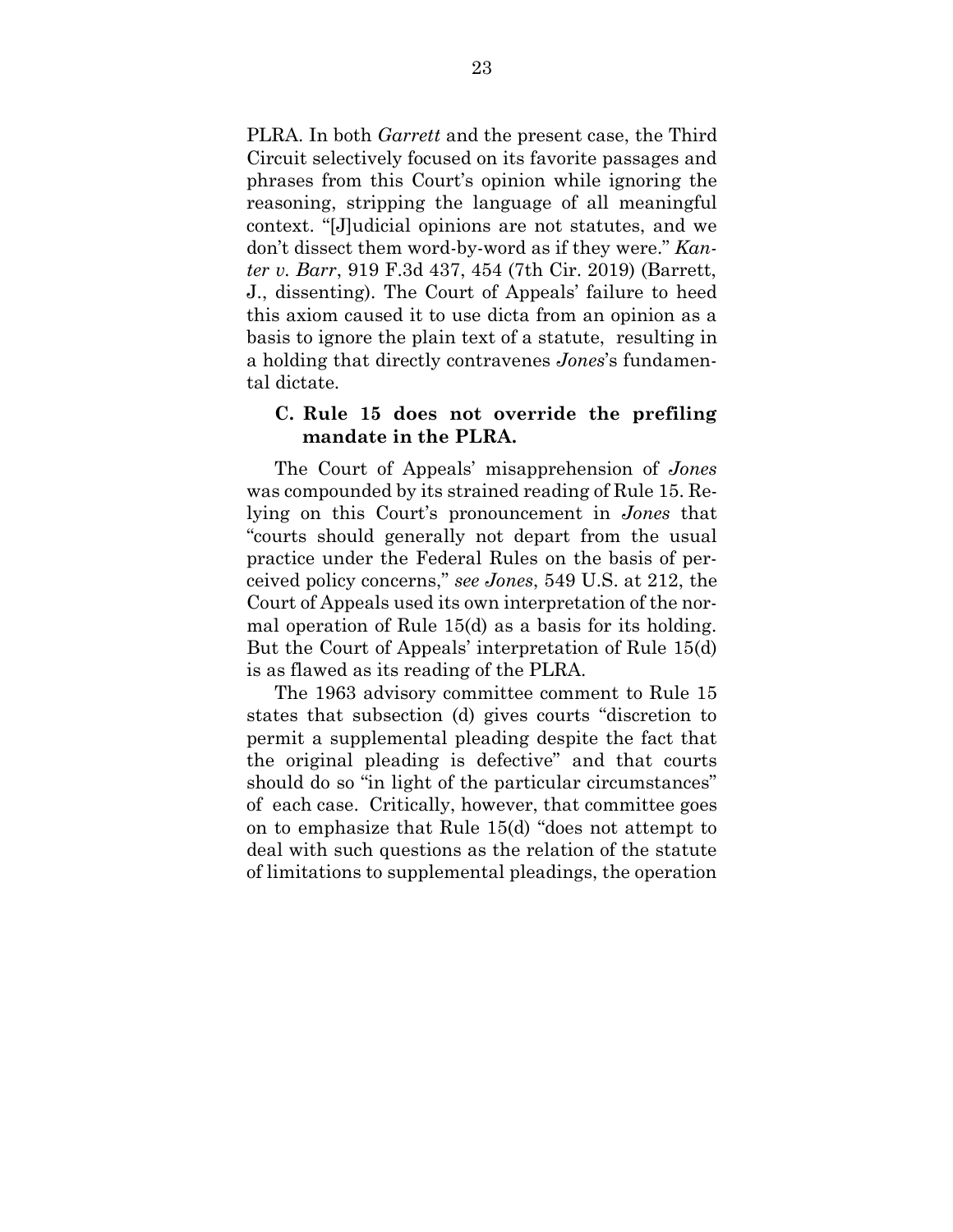PLRA. In both *Garrett* and the present case, the Third Circuit selectively focused on its favorite passages and phrases from this Court's opinion while ignoring the reasoning, stripping the language of all meaningful context. "[J]udicial opinions are not statutes, and we don't dissect them word-by-word as if they were." *Kanter v. Barr*, 919 F.3d 437, 454 (7th Cir. 2019) (Barrett, J., dissenting). The Court of Appeals' failure to heed this axiom caused it to use dicta from an opinion as a basis to ignore the plain text of a statute, resulting in a holding that directly contravenes *Jones*'s fundamental dictate.

### C. Rule 15 does not override the prefiling mandate in the PLRA.

The Court of Appeals' misapprehension of *Jones* was compounded by its strained reading of Rule 15. Relying on this Court's pronouncement in *Jones* that "courts should generally not depart from the usual practice under the Federal Rules on the basis of perceived policy concerns," *see Jones*, 549 U.S. at 212, the Court of Appeals used its own interpretation of the normal operation of Rule 15(d) as a basis for its holding. But the Court of Appeals' interpretation of Rule 15(d) is as flawed as its reading of the PLRA.

The 1963 advisory committee comment to Rule 15 states that subsection (d) gives courts "discretion to permit a supplemental pleading despite the fact that the original pleading is defective" and that courts should do so "in light of the particular circumstances" of each case. Critically, however, that committee goes on to emphasize that Rule 15(d) "does not attempt to deal with such questions as the relation of the statute of limitations to supplemental pleadings, the operation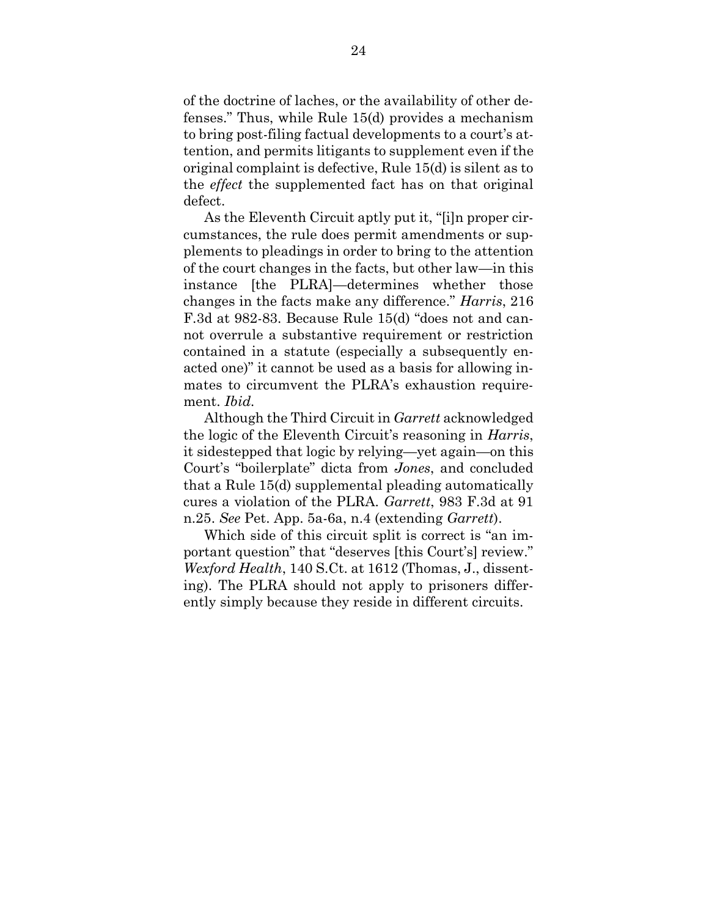of the doctrine of laches, or the availability of other defenses." Thus, while Rule 15(d) provides a mechanism to bring post-filing factual developments to a court's attention, and permits litigants to supplement even if the original complaint is defective, Rule 15(d) is silent as to the *effect* the supplemented fact has on that original defect.

As the Eleventh Circuit aptly put it, "[i]n proper circumstances, the rule does permit amendments or supplements to pleadings in order to bring to the attention of the court changes in the facts, but other law—in this instance [the PLRA]—determines whether those changes in the facts make any difference." *Harris*, 216 F.3d at 982-83. Because Rule 15(d) "does not and cannot overrule a substantive requirement or restriction contained in a statute (especially a subsequently enacted one)" it cannot be used as a basis for allowing inmates to circumvent the PLRA's exhaustion requirement. *Ibid.*

Although the Third Circuit in *Garrett* acknowledged the logic of the Eleventh Circuit's reasoning in *Harris*, it sidestepped that logic by relying—yet again—on this Court's "boilerplate" dicta from *Jones*, and concluded that a Rule 15(d) supplemental pleading automatically cures a violation of the PLRA. *Garrett*, 983 F.3d at 91 n.25. *See* Pet. App. 5a-6a, n.4 (extending *Garrett*).

Which side of this circuit split is correct is "an important question" that "deserves [this Court's] review." *Wexford Health*, 140 S.Ct. at 1612 (Thomas, J., dissenting). The PLRA should not apply to prisoners differently simply because they reside in different circuits.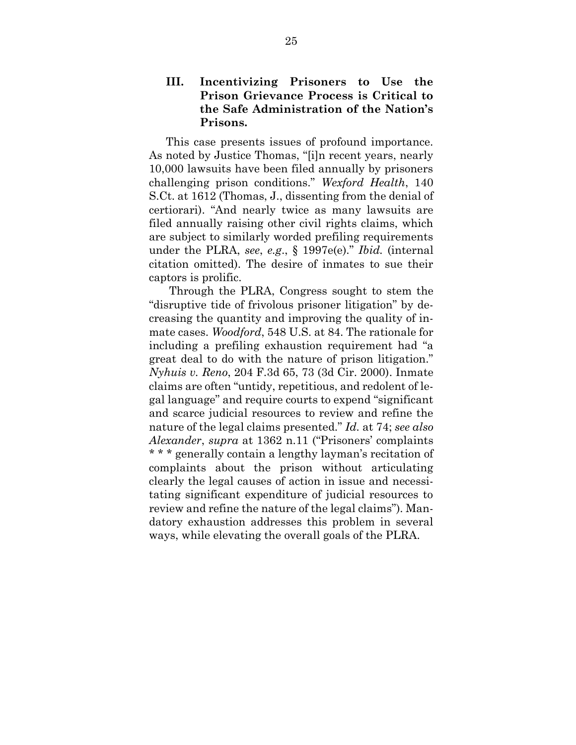### III. Incentivizing Prisoners to Use the Prison Grievance Process is Critical to the Safe Administration of the Nation's Prisons.

This case presents issues of profound importance. As noted by Justice Thomas, "[i]n recent years, nearly 10,000 lawsuits have been filed annually by prisoners challenging prison conditions." *Wexford Health*, 140 S.Ct. at 1612 (Thomas, J., dissenting from the denial of certiorari). "And nearly twice as many lawsuits are filed annually raising other civil rights claims, which are subject to similarly worded prefiling requirements under the PLRA, *see*, *e.g.*, § 1997e(e)." *Ibid.* (internal citation omitted). The desire of inmates to sue their captors is prolific.

Through the PLRA, Congress sought to stem the "disruptive tide of frivolous prisoner litigation" by decreasing the quantity and improving the quality of inmate cases. *Woodford*, 548 U.S. at 84. The rationale for including a prefiling exhaustion requirement had "a great deal to do with the nature of prison litigation." *Nyhuis v. Reno*, 204 F.3d 65, 73 (3d Cir. 2000). Inmate claims are often "untidy, repetitious, and redolent of legal language" and require courts to expend "significant and scarce judicial resources to review and refine the nature of the legal claims presented." *Id.* at 74; *see also Alexander*, *supra* at 1362 n.11 ("Prisoners' complaints * * * generally contain a lengthy layman's recitation of complaints about the prison without articulating clearly the legal causes of action in issue and necessitating significant expenditure of judicial resources to review and refine the nature of the legal claims"). Mandatory exhaustion addresses this problem in several ways, while elevating the overall goals of the PLRA.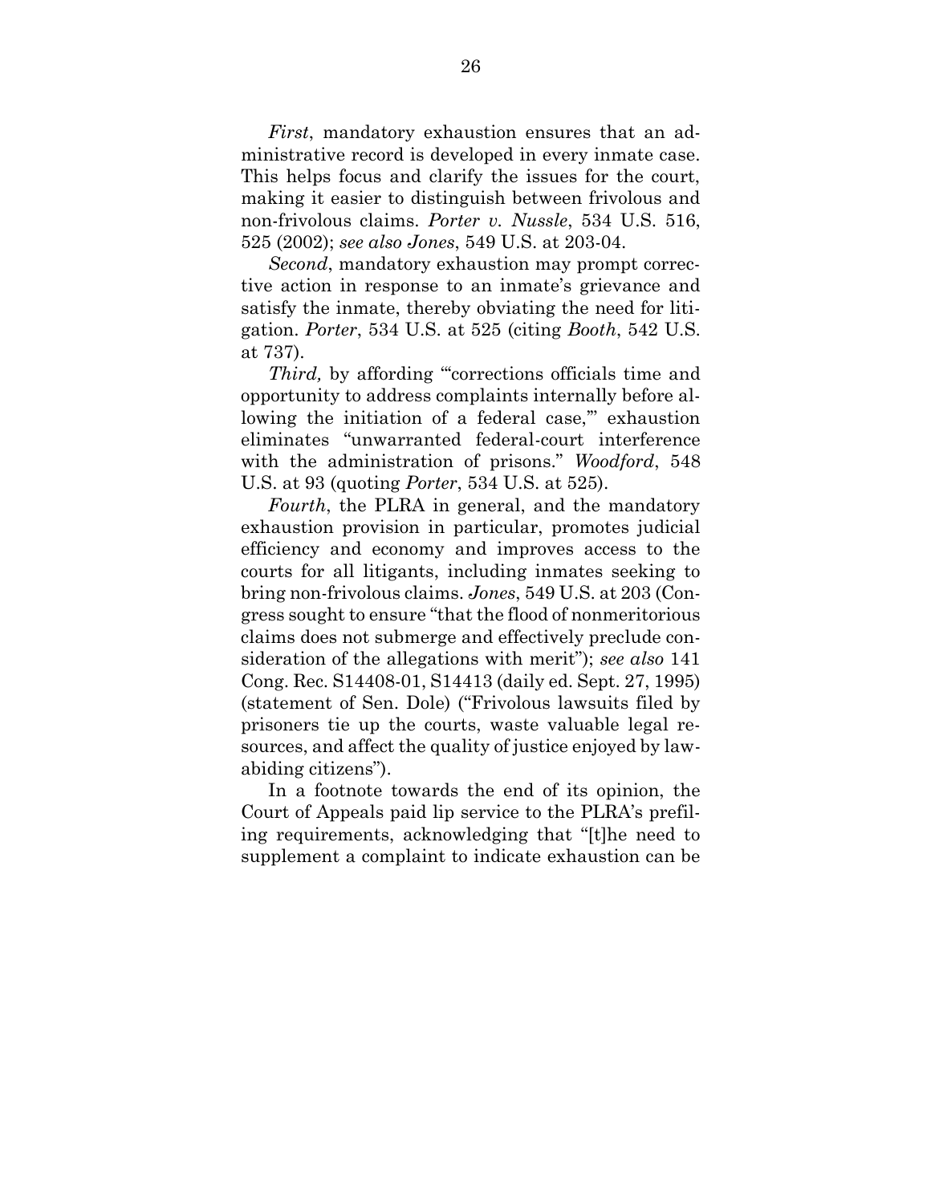*First*, mandatory exhaustion ensures that an administrative record is developed in every inmate case. This helps focus and clarify the issues for the court, making it easier to distinguish between frivolous and non-frivolous claims. *Porter v. Nussle*, 534 U.S. 516, 525 (2002); *see also Jones*, 549 U.S. at 203-04.

*Second*, mandatory exhaustion may prompt corrective action in response to an inmate's grievance and satisfy the inmate, thereby obviating the need for litigation. *Porter*, 534 U.S. at 525 (citing *Booth*, 542 U.S. at 737).

*Third,* by affording "'corrections officials time and opportunity to address complaints internally before allowing the initiation of a federal case,'" exhaustion eliminates "unwarranted federal-court interference with the administration of prisons." *Woodford*, 548 U.S. at 93 (quoting *Porter*, 534 U.S. at 525).

*Fourth*, the PLRA in general, and the mandatory exhaustion provision in particular, promotes judicial efficiency and economy and improves access to the courts for all litigants, including inmates seeking to bring non-frivolous claims. *Jones*, 549 U.S. at 203 (Congress sought to ensure "that the flood of nonmeritorious claims does not submerge and effectively preclude consideration of the allegations with merit"); *see also* 141 Cong. Rec. S14408-01, S14413 (daily ed. Sept. 27, 1995) (statement of Sen. Dole) ("Frivolous lawsuits filed by prisoners tie up the courts, waste valuable legal resources, and affect the quality of justice enjoyed by law-abiding citizens").

In a footnote towards the end of its opinion, the Court of Appeals paid lip service to the PLRA's prefiling requirements, acknowledging that "[t]he need to supplement a complaint to indicate exhaustion can be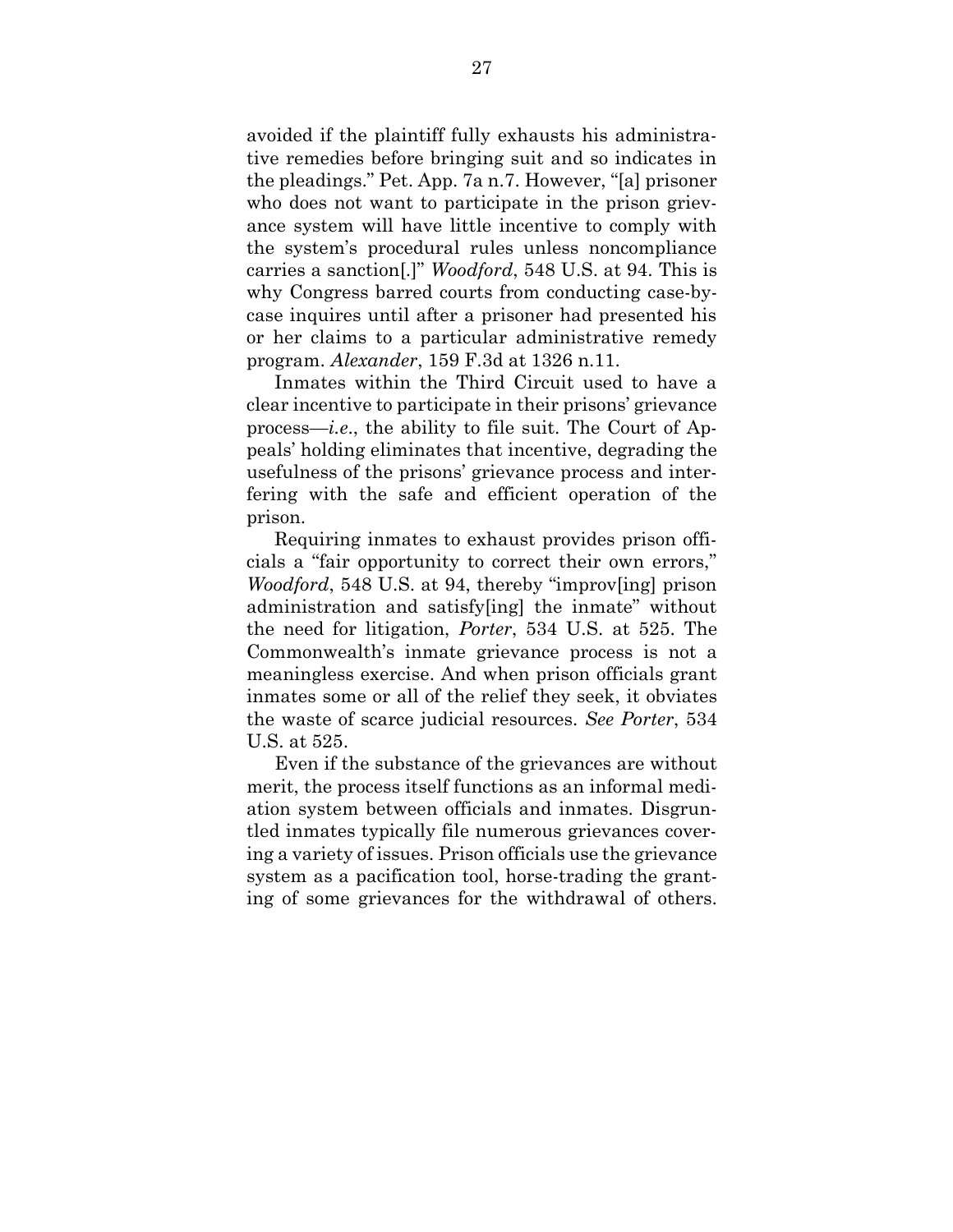avoided if the plaintiff fully exhausts his administrative remedies before bringing suit and so indicates in the pleadings." Pet. App. 7a n.7. However, "[a] prisoner who does not want to participate in the prison grievance system will have little incentive to comply with the system's procedural rules unless noncompliance carries a sanction[.]" *Woodford*, 548 U.S. at 94. This is why Congress barred courts from conducting case-by-case inquires until after a prisoner had presented his or her claims to a particular administrative remedy program. *Alexander*, 159 F.3d at 1326 n.11.

Inmates within the Third Circuit used to have a clear incentive to participate in their prisons' grievance process—*i.e.*, the ability to file suit. The Court of Appeals' holding eliminates that incentive, degrading the usefulness of the prisons' grievance process and interfering with the safe and efficient operation of the prison.

Requiring inmates to exhaust provides prison officials a "fair opportunity to correct their own errors," *Woodford*, 548 U.S. at 94, thereby "improv[ing] prison administration and satisfy[ing] the inmate" without the need for litigation, *Porter*, 534 U.S. at 525. The Commonwealth's inmate grievance process is not a meaningless exercise. And when prison officials grant inmates some or all of the relief they seek, it obviates the waste of scarce judicial resources. *See Porter*, 534 U.S. at 525.

Even if the substance of the grievances are without merit, the process itself functions as an informal mediation system between officials and inmates. Disgruntled inmates typically file numerous grievances covering a variety of issues. Prison officials use the grievance system as a pacification tool, horse-trading the granting of some grievances for the withdrawal of others.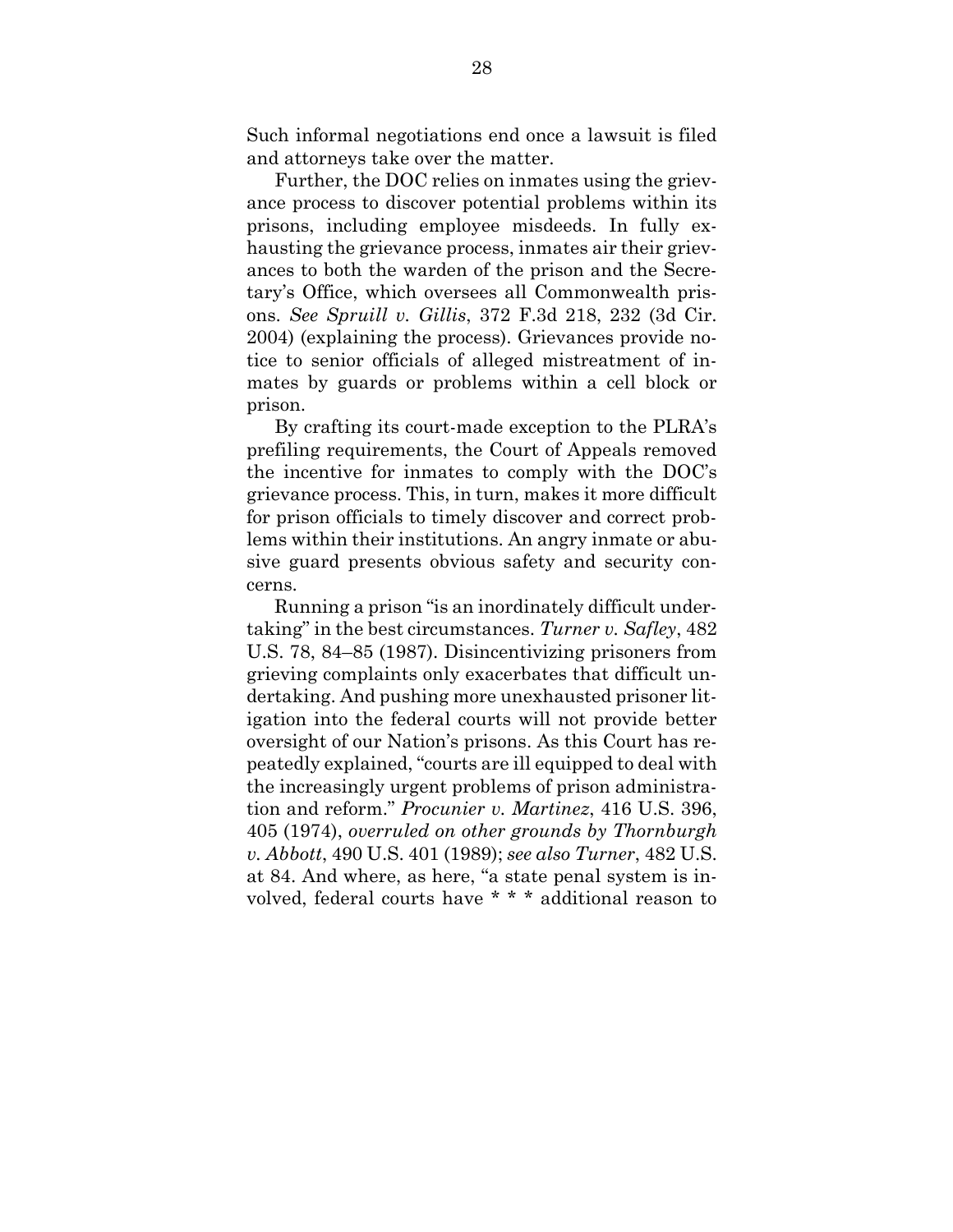Such informal negotiations end once a lawsuit is filed and attorneys take over the matter.

Further, the DOC relies on inmates using the grievance process to discover potential problems within its prisons, including employee misdeeds. In fully exhausting the grievance process, inmates air their grievances to both the warden of the prison and the Secretary's Office, which oversees all Commonwealth prisons. *See Spruill v. Gillis*, 372 F.3d 218, 232 (3d Cir. 2004) (explaining the process). Grievances provide notice to senior officials of alleged mistreatment of inmates by guards or problems within a cell block or prison.

By crafting its court-made exception to the PLRA's prefiling requirements, the Court of Appeals removed the incentive for inmates to comply with the DOC's grievance process. This, in turn, makes it more difficult for prison officials to timely discover and correct problems within their institutions. An angry inmate or abusive guard presents obvious safety and security concerns.

Running a prison "is an inordinately difficult undertaking" in the best circumstances. *Turner v. Safley*, 482 U.S. 78, 84–85 (1987). Disincentivizing prisoners from grieving complaints only exacerbates that difficult undertaking. And pushing more unexhausted prisoner litigation into the federal courts will not provide better oversight of our Nation's prisons. As this Court has repeatedly explained, "courts are ill equipped to deal with the increasingly urgent problems of prison administration and reform." *Procunier v. Martinez*, 416 U.S. 396, 405 (1974), *overruled on other grounds by Thornburgh v. Abbott*, 490 U.S. 401 (1989); *see also Turner*, 482 U.S. at 84. And where, as here, "a state penal system is involved, federal courts have * * * additional reason to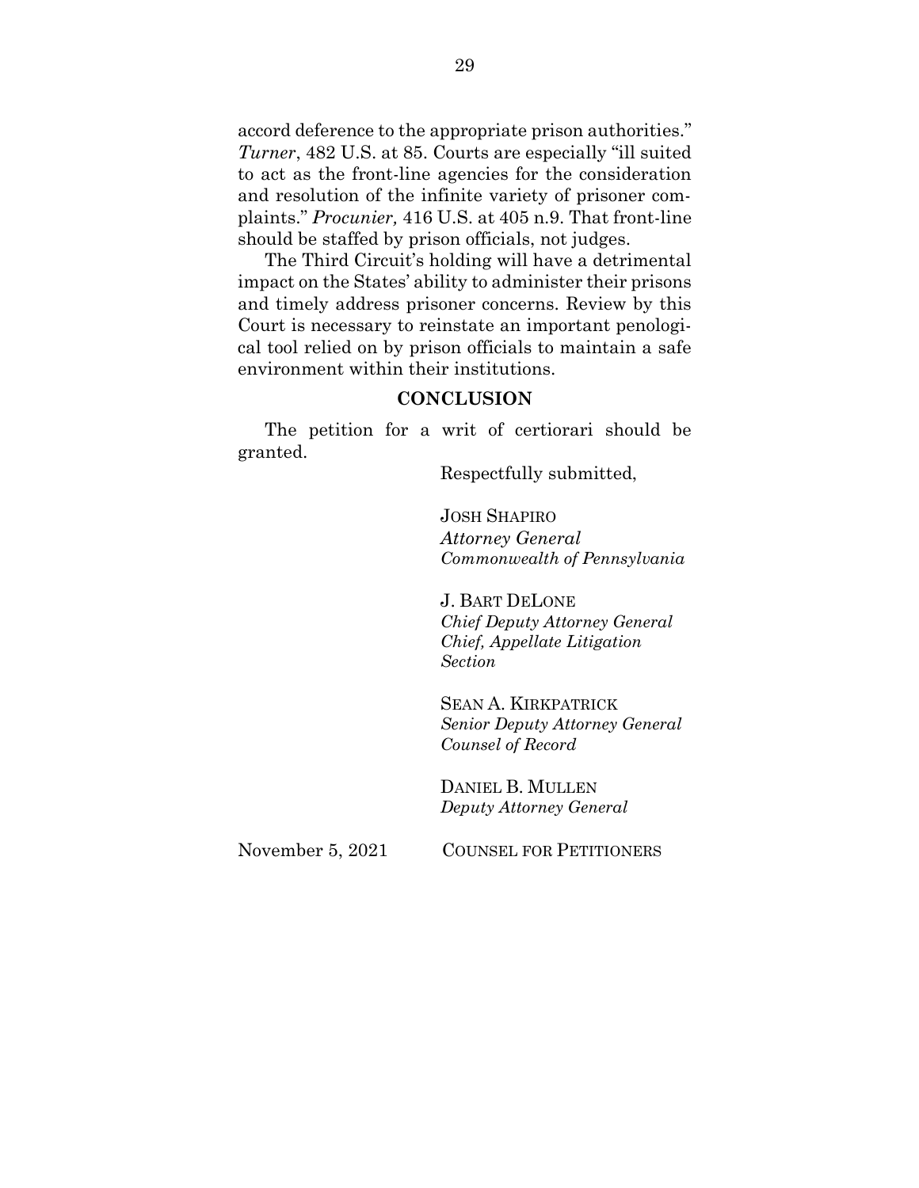accord deference to the appropriate prison authorities." *Turner*, 482 U.S. at 85. Courts are especially "ill suited to act as the front-line agencies for the consideration and resolution of the infinite variety of prisoner complaints." *Procunier,* 416 U.S. at 405 n.9. That front-line should be staffed by prison officials, not judges.

The Third Circuit's holding will have a detrimental impact on the States' ability to administer their prisons and timely address prisoner concerns. Review by this Court is necessary to reinstate an important penological tool relied on by prison officials to maintain a safe environment within their institutions.

## CONCLUSION

The petition for a writ of certiorari should be granted.

Respectfully submitted,

JOSH SHAPIRO
*Attorney General*
*Commonwealth of Pennsylvania*

J. BART DELONE
*Chief Deputy Attorney General*
*Chief, Appellate Litigation Section*

SEAN A. KIRKPATRICK
*Senior Deputy Attorney General*
*Counsel of Record*

DANIEL B. MULLEN
*Deputy Attorney General*

November 5, 2021

COUNSEL FOR PETITIONERS